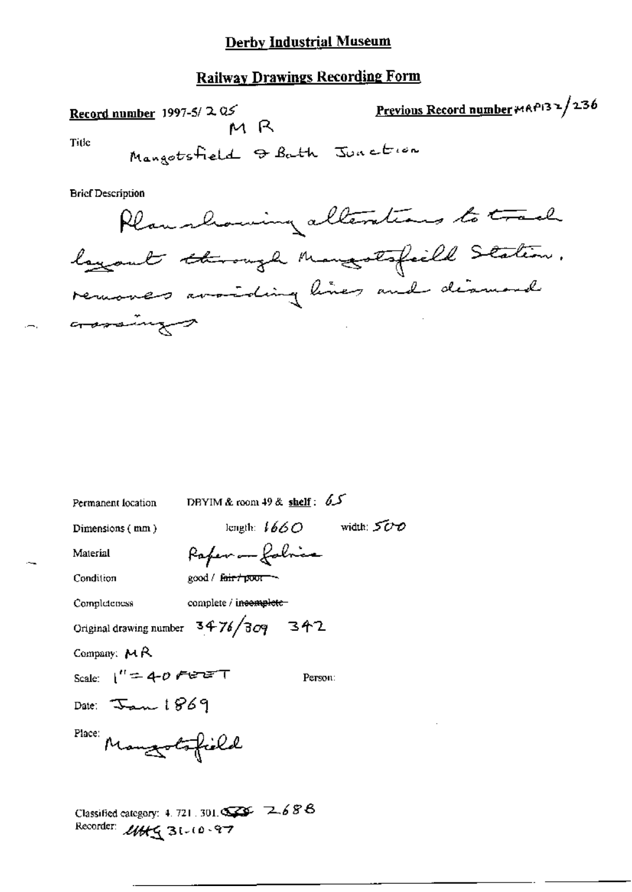# Derby Industrial Museum

## Railway Drawings Recording Form

**Record number** 1997-5/ 205 **Previous Record number** MRP132/236

M R

Title
Mangotsfield & Bath Junction

Brief Description

Plan showing alterations to track layout through Mangotsfield Station. removes avoiding lines and diamond crossings

Permanent location DBYIM & room 49 & **shelf**: 65

Dimensions (mm) length: 1660 width: 500

Material Paper on fabric

Condition good / ~~fair / poor~~

Completeness complete / ~~incomplete~~

Original drawing number 3476/309 342

Company: MR

Scale: 1" = 40 FEET Person:

Date: Jan 1869

Place: Mangotsfield

Classified category: 4. 721. 301. ~~C~~ 2688
Recorder: MMG 31-10-97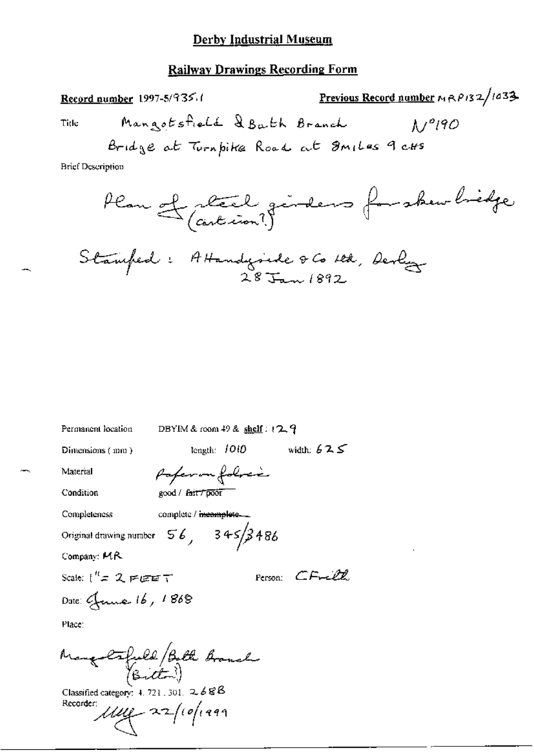## Derby Industrial Museum

## Railway Drawings Recording Form

**Record number** 1997-5/935.1

**Previous Record number** MRP132/1033

Title: Mangotsfield & Bath Branch No190

Bridge at Turnpike Road at 8miles 9 chs

Brief Description

Plan of steel girders (cast iron?) for skew bridge

Stamped: A Handyside & Co Ltd, Derby 28 Jan 1892

Permanent location: DBYIM & room 49 & shelf: 129

Dimensions (mm): length: 1010 width: 625

Material: Paper on fabric

Condition: good / ~~fair / poor~~

Completeness: complete / ~~incomplete~~

Original drawing number: 56, 345/3486

Company: MR

Scale: 1" = 2 FEET

Person: CFrith

Date: June 16, 1868

Place:

Mangotsfield/Bath Branch (Bitton?)

Classified category: 4. 721. 301. 268B

Recorder: [signature] 22/10/1999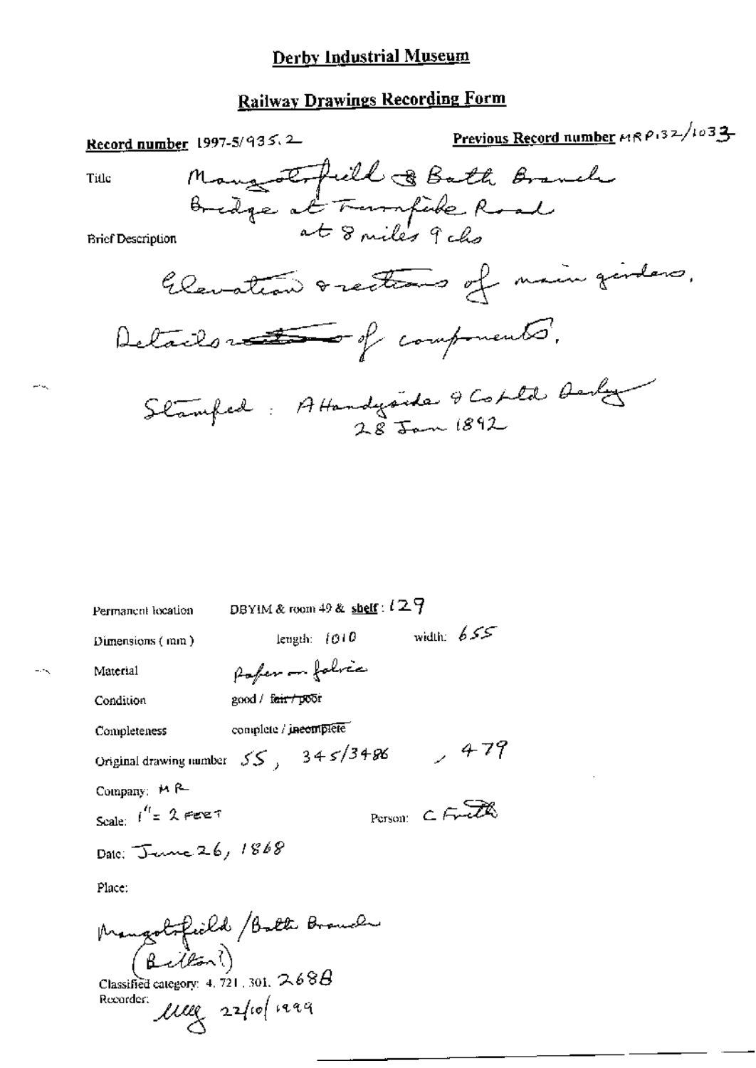# Derby Industrial Museum

## Railway Drawings Recording Form

**Record number** 1997-5/935.2

**Previous Record number** MRP132/1033

Title: Mangotsfield & Bath Branch Bridge at Turnpike Road at 8 miles 9 chs

Brief Description: Elevation & sections of main girders. Details ~~sections~~ of components. Stamped: A Handyside & Co Ltd Derby 28 Jan 1892

Permanent location: DBYIM & room 49 & **shelf**: 129

Dimensions (mm): length: 1010 width: 655

Material: Paper on fabric

Condition: good / ~~fair / poor~~

Completeness: complete / ~~incomplete~~

Original drawing number: 55, 345/3486, 479

Company: MR

Scale: 1" = 2 FEET

Person: C Frith

Date: June 26, 1868

Place: Mangotsfield / Bath Branch (Bitton?)

Classified category: 4. 721. 301. 268B

Recorder: MEG 22/10/1999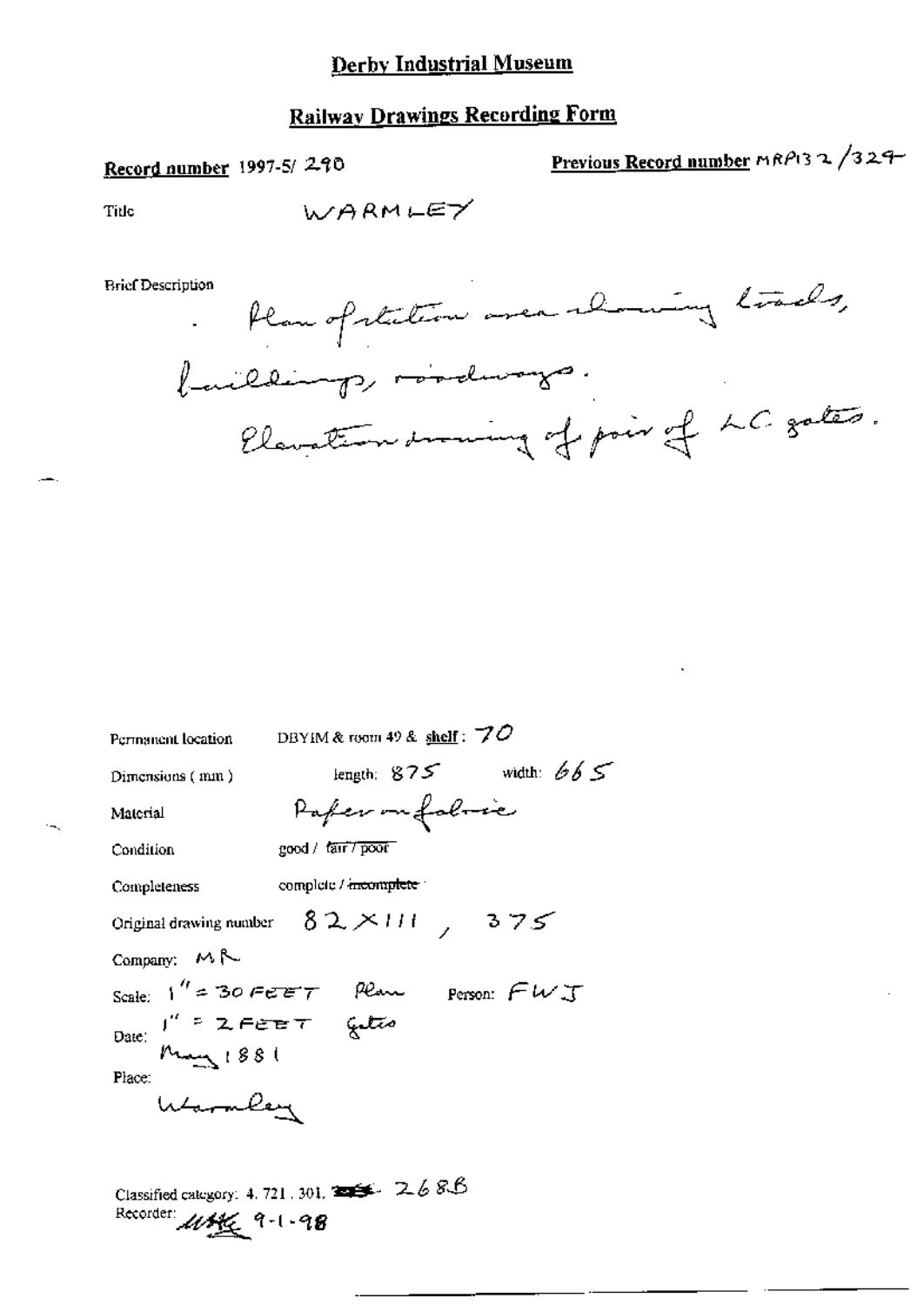# Derby Industrial Museum

## Railway Drawings Recording Form

**Record number** 1997-5/ 290

**Previous Record number** MRP132 /329

Title WARMLEY

Brief Description

Plan of station area showing tracks, buildings, roadways.

Elevation drawing of pair of L.C. gates.

Permanent location DBYIM & room 49 & **shelf** : 70

Dimensions ( mm ) length: 875 width: 665

Material Paper on fabric

Condition good / ~~fair / poor~~

Completeness complete / ~~incomplete~~

Original drawing number 82 X 111 , 375

Company: MR

Scale: 1" = 30 FEET Plan Person: FWJ

1" = 2 FEET Gates

Date: May 1881

Place: Warmley

Classified category: 4. 721 . 301. ~~~~ 268B

Recorder: ~~~~ 9-1-98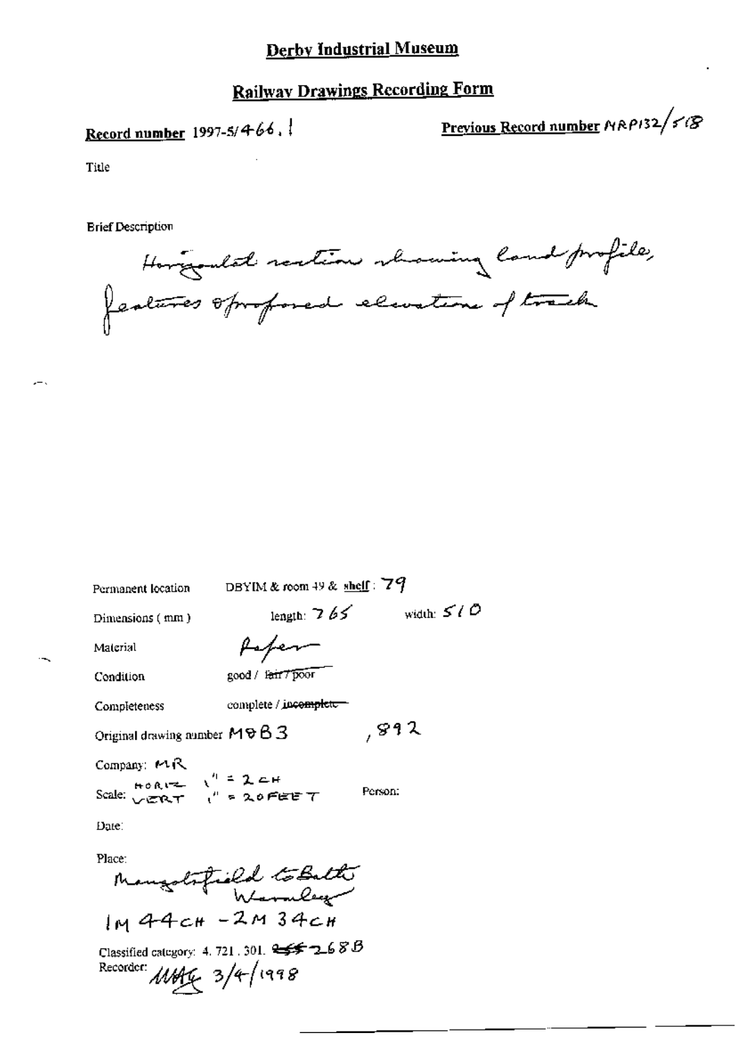## Derby Industrial Museum

## Railway Drawings Recording Form

**Record number** 1997-5/466.1

**Previous Record number** MRP132/518

Title

Brief Description

Horizontal section showing land profile, features of proposed elevation of track

Permanent location DBYIM & room 49 & **shelf**: 79

Dimensions (mm) length: 765 width: 510

Material Paper

Condition good / ~~fair / poor~~

Completeness complete / ~~incomplete~~

Original drawing number M9B3 , 892

Company: MR

Scale: HORIZ 1" = 2 CH, VERT 1" = 20 FEET

Person:

Date:

Place:

Mangotsfield to Bath Warmley

1M 44CH - 2M 34CH

Classified category: 4. 721. 301. ~~255~~ 268B

Recorder: MAG 3/4/1998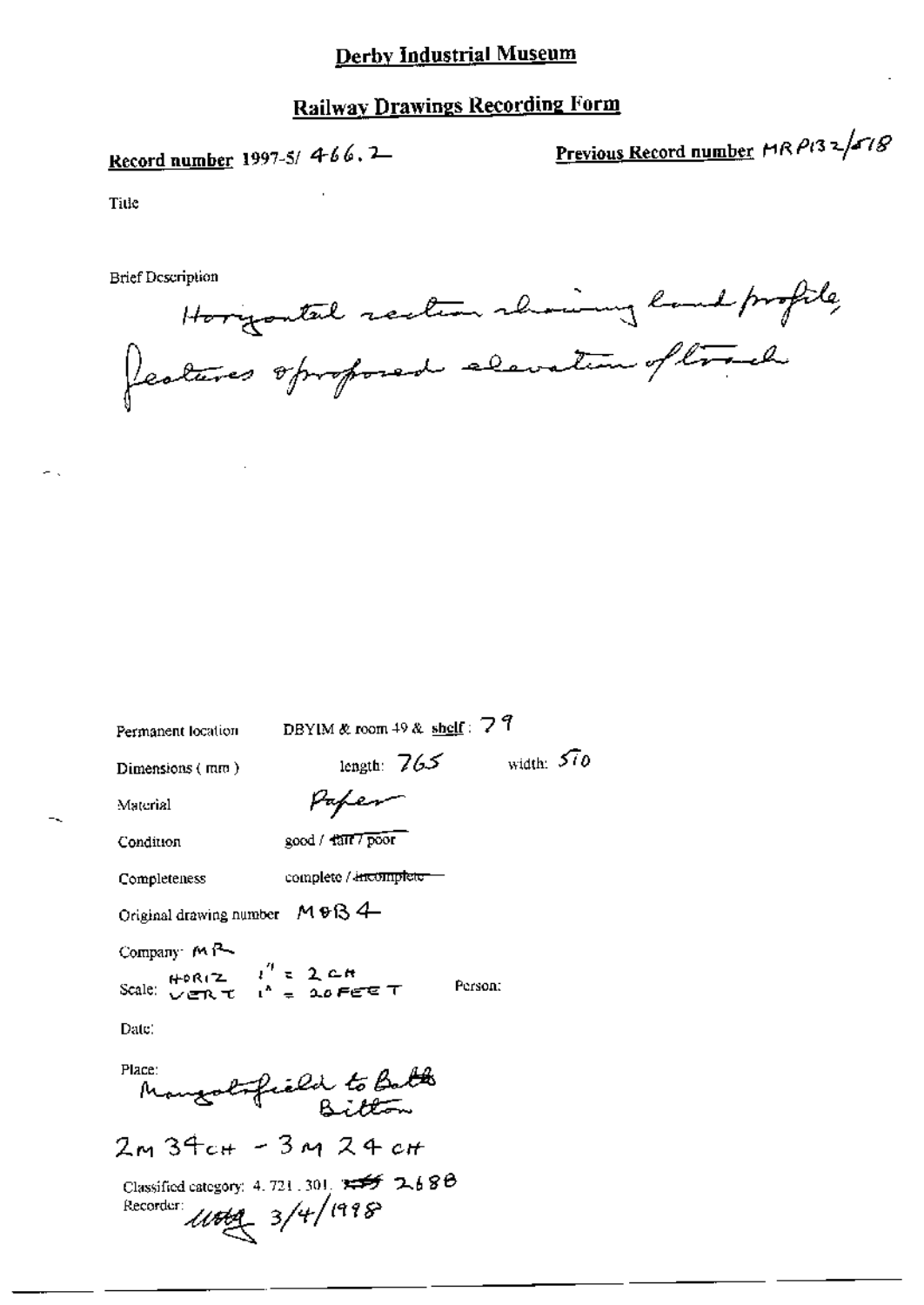# Derby Industrial Museum

## Railway Drawings Recording Form

**Record number** 1997-5/ 466.2

**Previous Record number** MR P132/518

Title

Brief Description

Horizontal section showing land profile, features of proposed elevation of track

Permanent location DBYIM & room 49 & **shelf**: 79

Dimensions (mm) length: 765 width: 510

Material Paper

Condition good / ~~fair / poor~~

Completeness complete / ~~incomplete~~

Original drawing number M 8B 4

Company: MR

Scale: HORIZ 1" = 2 CH
VERT 1" = 20 FEET

Person:

Date:

Place:
Mangotsfield to Bath
Bitton

2M 34CH – 3M 24 CH

Classified category: 4. 721. 301. ~~...~~ 2688

Recorder: *[signature]* 3/4/1998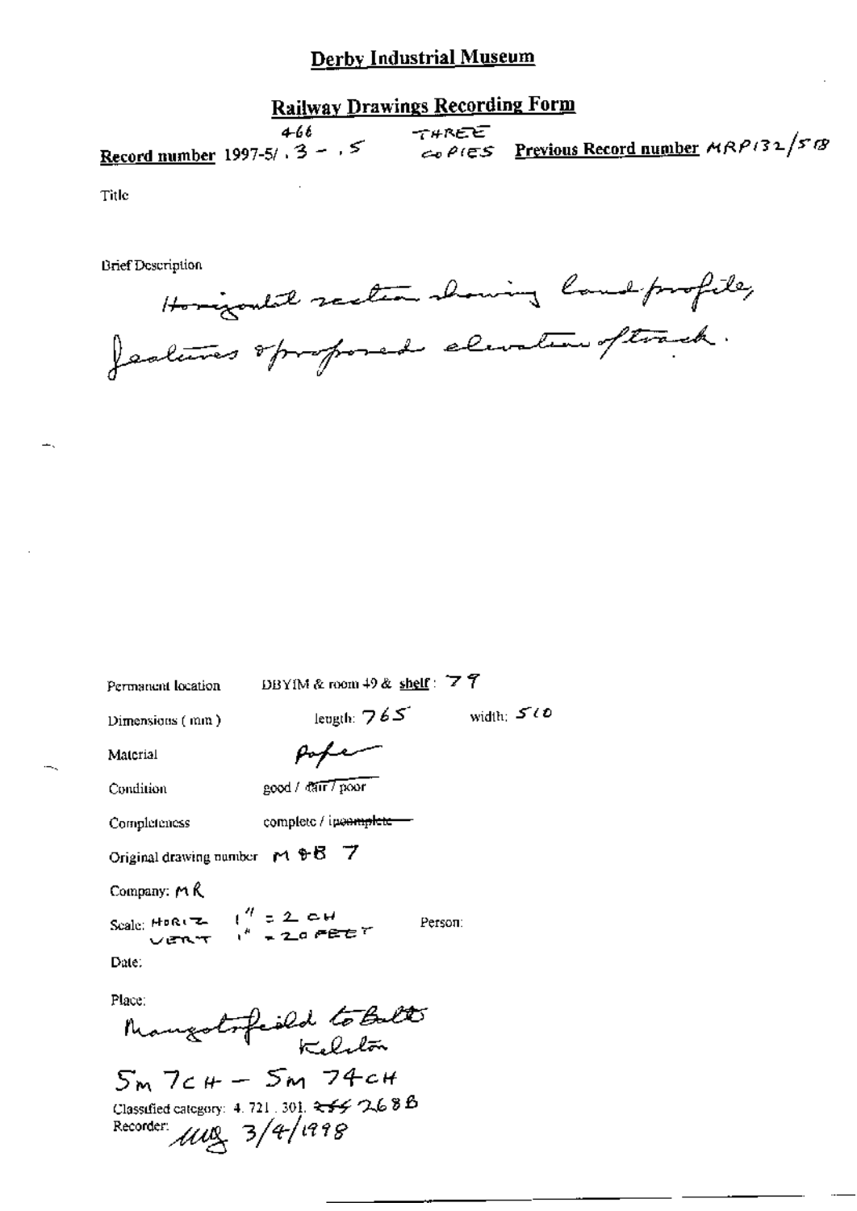# Derby Industrial Museum

## Railway Drawings Recording Form

**Record number** 1997-5/466.3 - .5 THREE COPIES **Previous Record number** MRP132/508

Title

Brief Description

Horizontal section showing land profile, features & proposed elevation of track.

Permanent location DBYIM & room 49 & shelf: 77

Dimensions (mm) length: 765 width: 510

Material Paper

Condition good / ~~fair / poor~~

Completeness complete / ~~incomplete~~

Original drawing number M&B 7

Company: MR

Scale: HORIZ 1" = 2 CH, VERT 1" = 20 FEET Person:

Date:

Place:
Mangotsfield to Bath Kelston

5M 7CH - 5M 74CH

Classified category: 4. 721. 301. ~~266~~ 268B

Recorder: MW 3/4/1998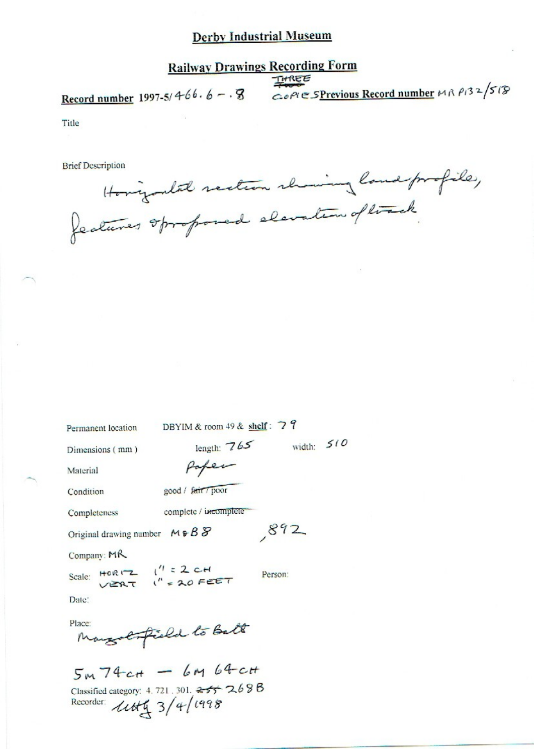# Derby Industrial Museum

## Railway Drawings Recording Form

**Record number** 1997-5/466.6 - .8 ~~TWO~~ THREE COPIES **Previous Record number** MR P132/518

Title

Brief Description

Horizontal section showing land profile, features & proposed elevation of track

Permanent location DBYIM & room 49 & shelf: 79

Dimensions (mm) length: 765 width: 510

Material Paper

Condition good / ~~fair / poor~~

Completeness complete / ~~incomplete~~

Original drawing number M&B 8 ,892

Company: MR

Scale: HORIZ 1" = 2 CH VERT 1" = 20 FEET Person:

Date:

Place: Mangotsfield to Bath

5M 74CH - 6M 64CH

Classified category: 4.721.301. ~~255~~ 268B

Recorder: ustg 3/4/1998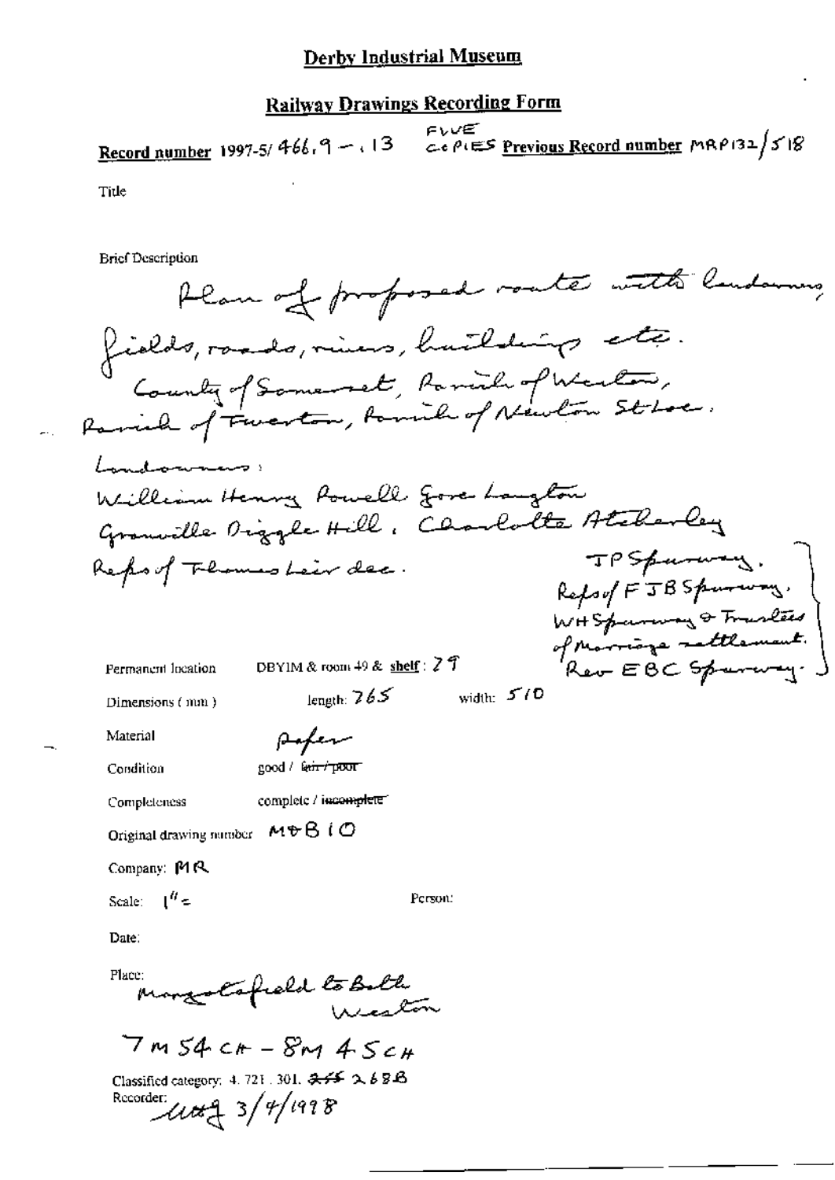# Derby Industrial Museum

## Railway Drawings Recording Form

**Record number** 1997-5/ 466.9 - .13 FIVE COPIES **Previous Record number** MRP132/518

Title

Brief Description

Plan of proposed route with landowners, fields, roads, rivers, buildings etc.
County of Somerset, Parish of Weston, Parish of Twerton, Parish of Newton St Loe.

Landowners:
William Henry Powell Gore Langton
Granville Diggle Hill, Charlotte Atherley
Reps of Thomas Leir dec.
TP Spurway.
Reps of F J B Spurway.
W H Spurway & Trustees of Marriage settlement.
Rev E B C Spurway.

Permanent location DBYIM & room 49 & shelf: 29

Dimensions (mm) length: 765 width: 510

Material Paper

Condition good / ~~fair / poor~~

Completeness complete / ~~incomplete~~

Original drawing number M&B 10

Company: MR

Scale: 1" =

Person:

Date:

Place: Mangotsfield to Bath Weston

7M 54CH - 8M 45CH

Classified category: 4. 721. 301. ~~245~~ 268B

Recorder: MAG 3/4/1998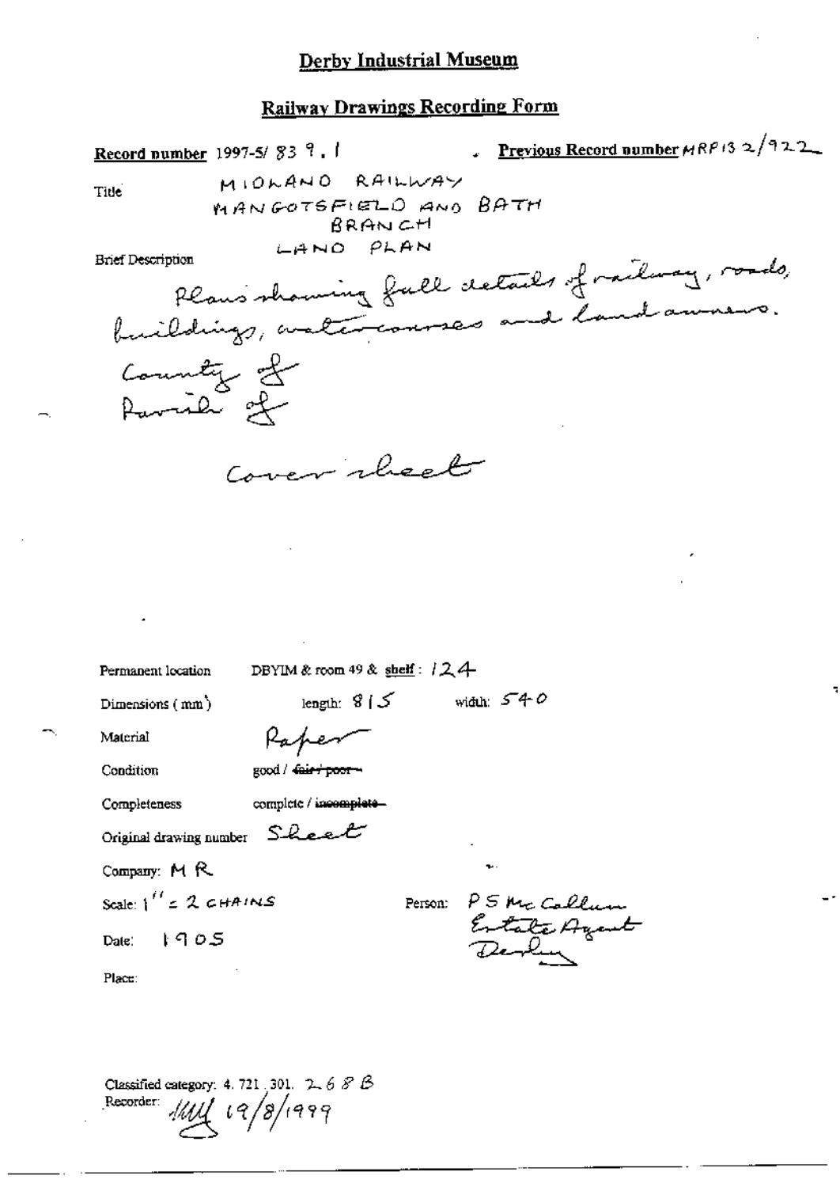# Derby Industrial Museum

## Railway Drawings Recording Form

**Record number** 1997-5/ 839 . 1 **Previous Record number** MRP132/922

Title: MIDLAND RAILWAY
MANGOTSFIELD AND BATH
BRANCH
LAND PLAN

Brief Description:
Plans showing full details of railway, roads, buildings, watercourses and land owners.
County of
Parish of

Cover sheet

Permanent location: DBYIM & room 49 & shelf : 124

Dimensions (mm): length: 815 width: 540

Material: Paper

Condition: good / ~~fair / poor~~

Completeness: complete / ~~incomplete~~

Original drawing number: Sheet

Company: M R

Scale: 1" = 2 CHAINS

Person: P S McCallum
Estate Agent
Derby

Date: 1905

Place:

Classified category: 4. 721. 301. 2.68 B
Recorder: [signature] 19/8/1999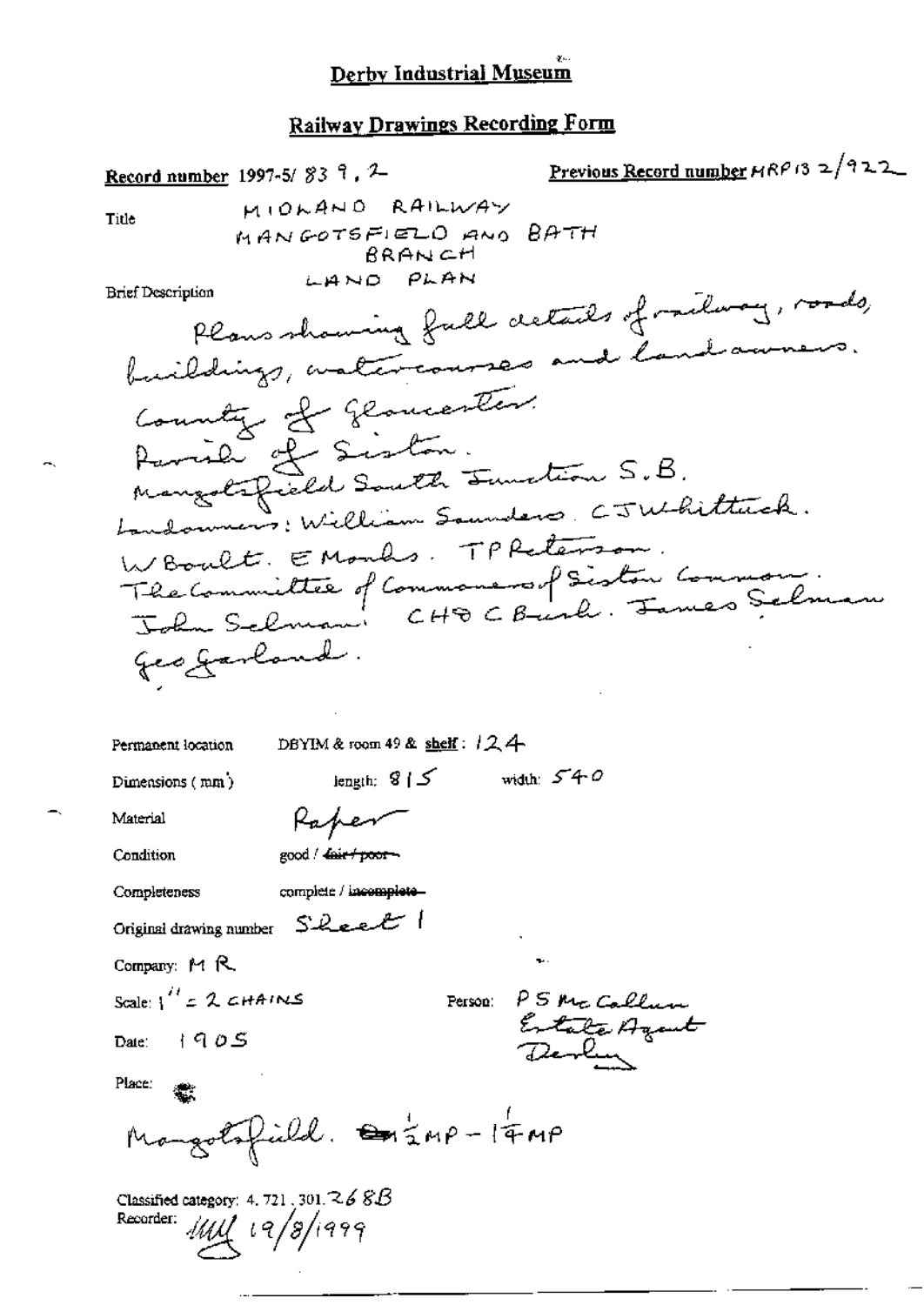# Derby Industrial Museum

## Railway Drawings Recording Form

**Record number** 1997-5/ 839.2

**Previous Record number** MRP132/922

**Title** MIDLAND RAILWAY MANGOTSFIELD AND BATH BRANCH LAND PLAN

**Brief Description**

Plans showing full details of railway, roads, buildings, watercourses and landowners. County of Gloucester. Parish of Siston. Mangotsfield South Junction S.B. Landowners: William Saunders. CJ Whittuck. W Boult. E Monks. TP Peterson. The Committee of Commoners of Siston Common. John Selman. CH & C Bush. James Selman Geo Garland.

**Permanent location** DBYIM & room 49 & shelf: 124

**Dimensions (mm)** length: 815 width: 540

**Material** Paper

**Condition** good / ~~fair / poor~~

**Completeness** complete / ~~incomplete~~

**Original drawing number** Sheet 1

**Company:** MR

**Scale:** 1" = 2 CHAINS

**Person:** PS McCallum Estate Agent Derby

**Date:** 1905

**Place:**

Mangotsfield. ~~On~~ ½MP – 1¼MP

**Classified category:** 4.721.301.268B

**Recorder:** MM 19/8/1999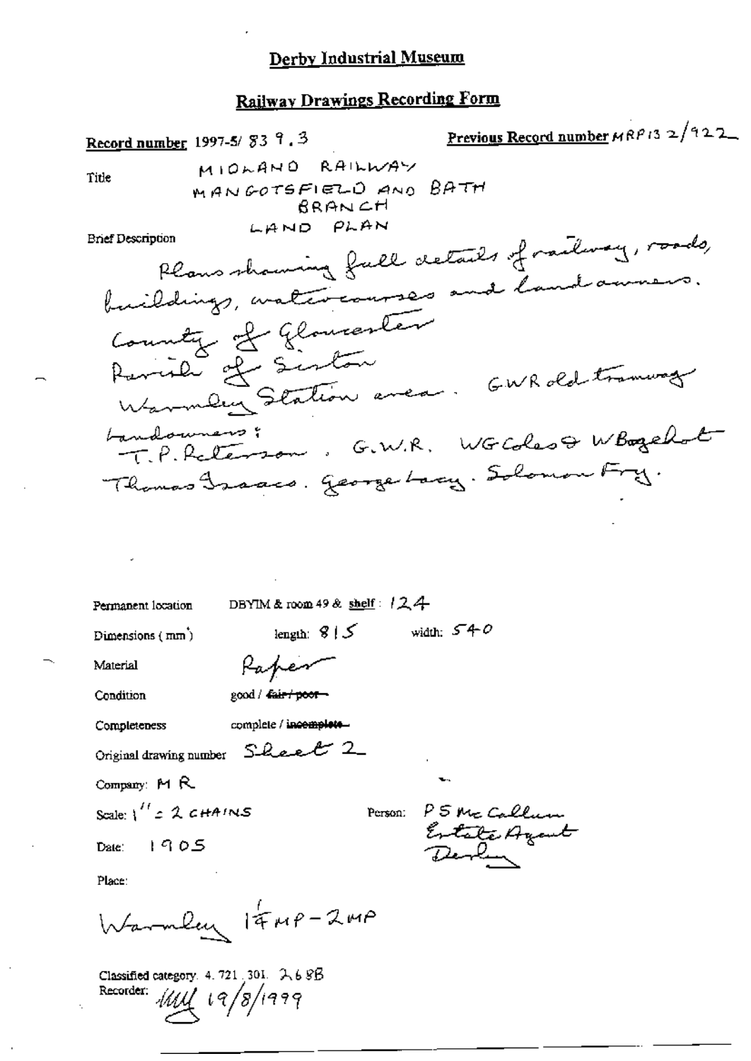# Derby Industrial Museum

## Railway Drawings Recording Form

**Record number** 1997-5/ 839.3

**Previous Record number** MRP132/922

Title

MIDLAND RAILWAY
MANGOTSFIELD AND BATH
BRANCH
LAND PLAN

Brief Description

Plans showing full details of railway, roads, buildings, watercourses and land owners.
County of Gloucester
Parish of Siston
Warmley Station area. GWR old tramway
Landowners:
T.P. Peterson. G.W.R. WG Coles & W Bagehot
Thomas Isaacs. George Lacy. Solomon Fry.

Permanent location DBYIM & room 49 & shelf: 124

Dimensions (mm) length: 815 width: 540

Material Paper

Condition good / ~~fair / poor~~

Completeness complete / ~~incomplete~~

Original drawing number Sheet 2

Company: MR

Scale: 1" = 2 CHAINS

Person: PS McCallum Estate Agent Derby

Date: 1905

Place:

Warmley 1¼MP - 2MP

Classified category. 4. 721. 301. 268B

Recorder: [initials] 19/8/1999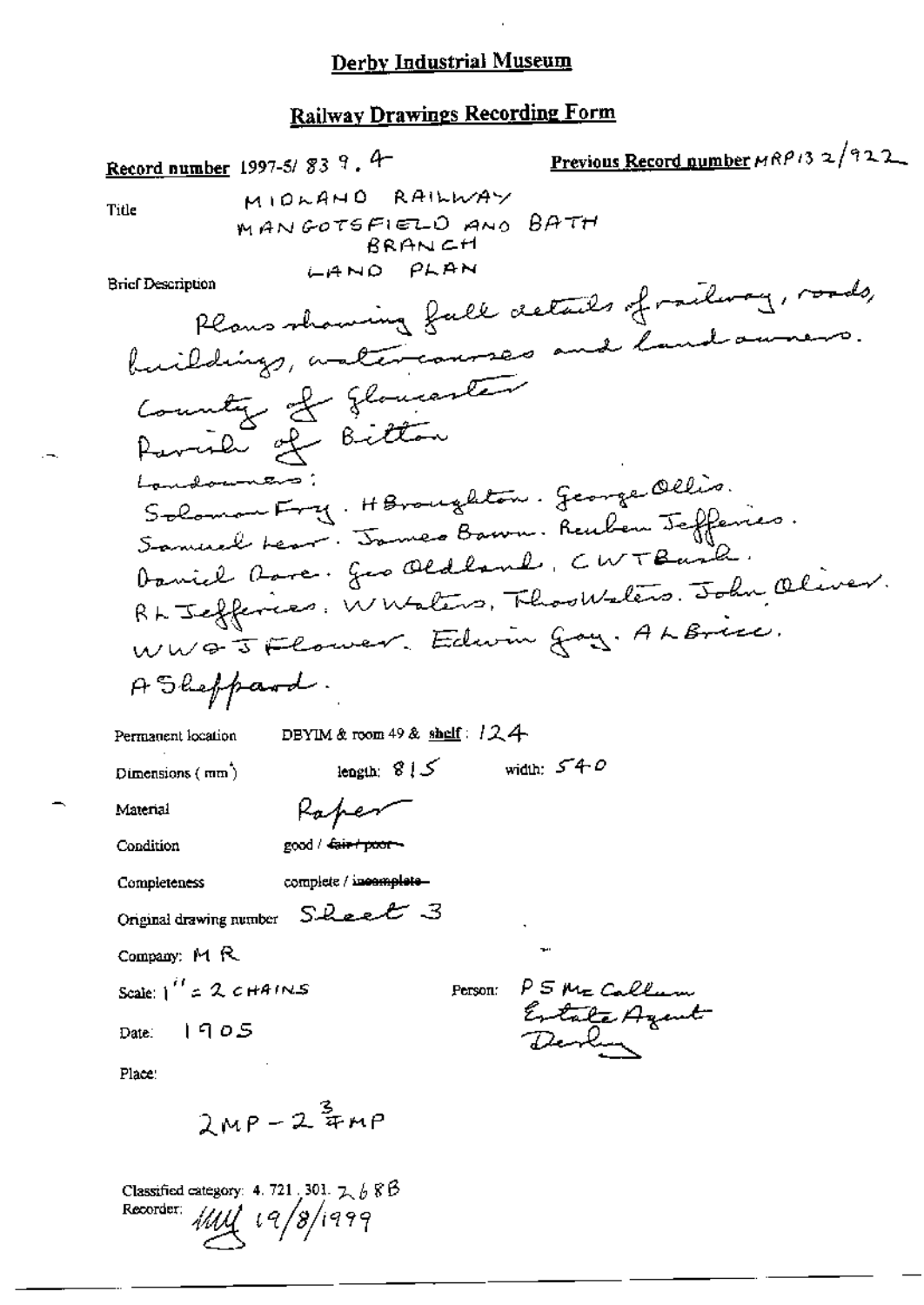# Derby Industrial Museum

## Railway Drawings Recording Form

**Record number** 1997-5/ 839.4

**Previous Record number** MRP132/922

Title

MIDLAND RAILWAY
MANGOTSFIELD AND BATH BRANCH
LAND PLAN

Brief Description

Plans showing full details of railway, roads, buildings, watercourses and land owners.
County of Gloucester
Parish of Bitton
Landowners:
Solomon Fry. H Broughton. George Ollis.
Samuel Lear. James Bawn. Reuben Jefferies.
Daniel Dare. Geo Oldland. CWT Bush.
RL Jefferies. W Waters. Thos Waters. John Oliver.
WW & J Flower. Edwin Gay. AL Brice.
A Sheppard.

Permanent location DBYIM & room 49 & shelf: 124

Dimensions (mm) length: 815 width: 540

Material Paper

Condition good / ~~fair / poor~~

Completeness complete / ~~incomplete~~

Original drawing number Sheet 3

Company: MR

Scale: 1" = 2 CHAINS

Person: PS McCallum Estate Agent Derby

Date: 1905

Place:

2MP – 2 3/4 MP

Classified category: 4.721.301.2.68B

Recorder: [signature] 19/8/1999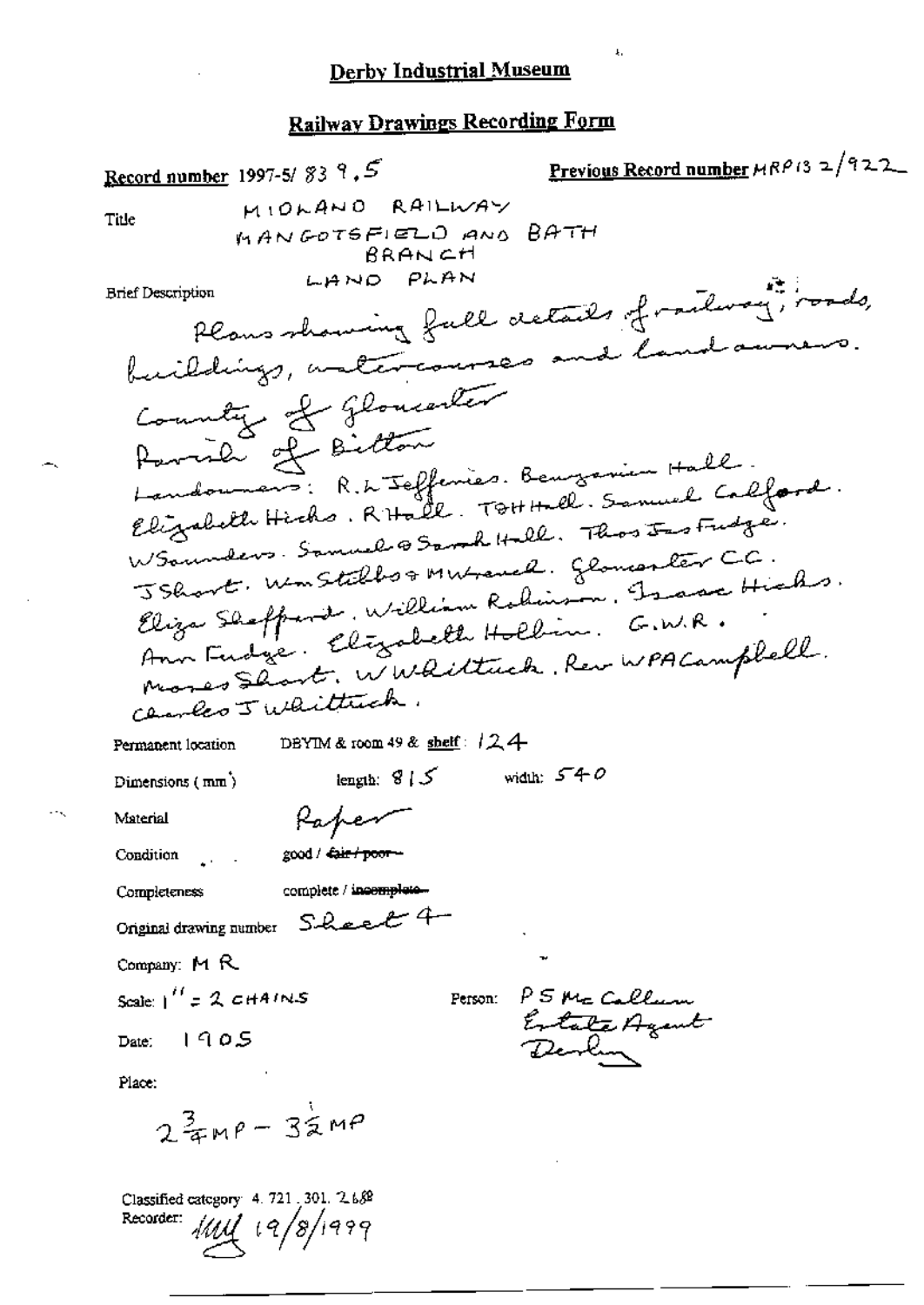**Derby Industrial Museum**

**Railway Drawings Recording Form**

Record number 1997-5/ 839.5

Previous Record number MRP13 2/922

Title MIDLAND RAILWAY MANGOTSFIELD AND BATH BRANCH LAND PLAN

Brief Description

Plans showing full details of railway, roads, buildings, watercourses and land owners.
County of Gloucester
Parish of Bitton
Landowners: R.L Jefferies. Benjamin Hall. Elizabeth Hicks. R Hall. T&H Hall. Samuel Colford. W Saunders. Samuel & Sarah Hall. Thos Jas Fudge. J Short. Wm Stibbs & M Wrench. Gloucester CC. Eliza Sheppard. William Robinson. Isaac Hicks. Ann Fudge. Elizabeth Hobbin. G.W.R. Moses Short. W Whittuck. Rev W P A Campbell. Charles J Whittuck.

Permanent location DBYIM & room 49 & shelf: 124

Dimensions (mm) length: 815 width: 540

Material Paper

Condition good / ~~fair / poor~~

Completeness complete / ~~incomplete~~

Original drawing number Sheet 4

Company: M R

Scale: 1" = 2 CHAINS

Person: P S Mc Callum Estate Agent Derby

Date: 1905

Place:

$2\frac{3}{4}$ MP – $3\frac{1}{2}$ MP

Classified category 4.721.301.2.68

Recorder: [signature] 19/8/1999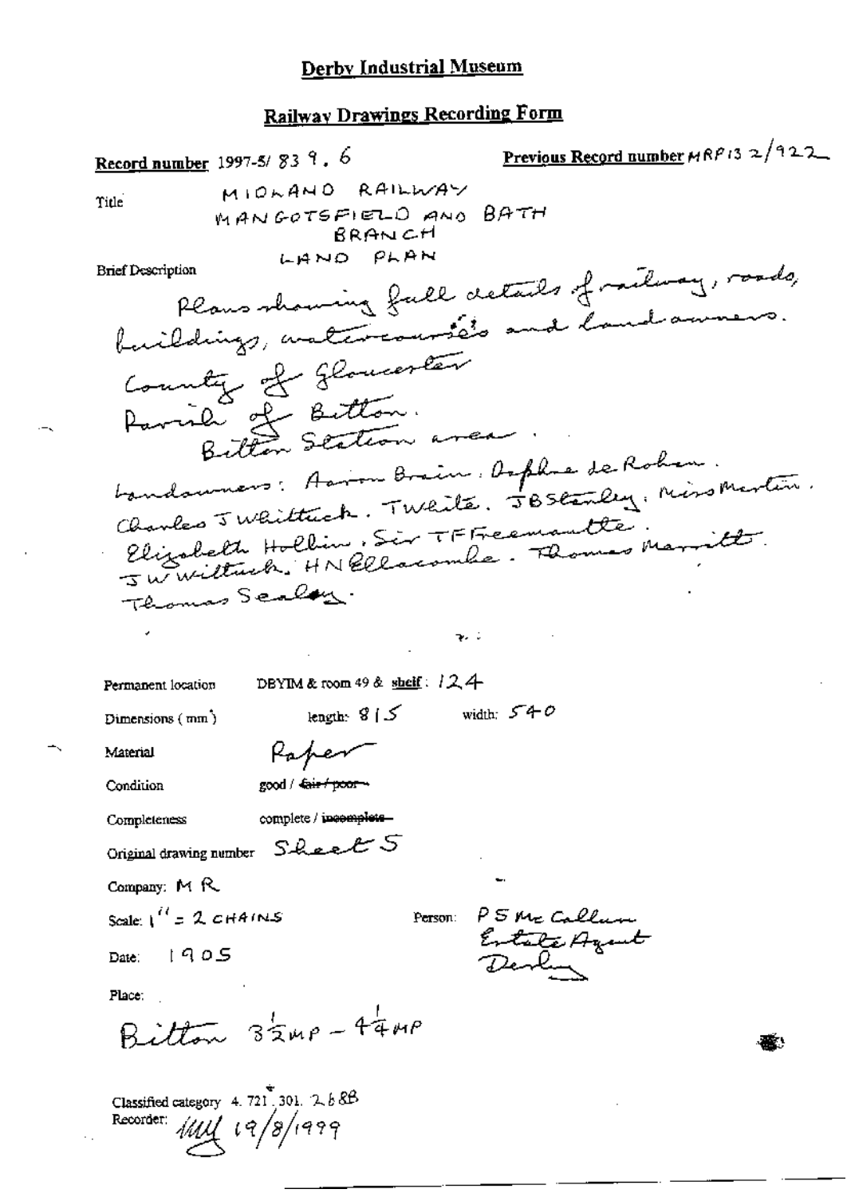# Derby Industrial Museum

## Railway Drawings Recording Form

**Record number** 1997-5/ 839. 6

**Previous Record number** MRP 132/922

Title: MIDLAND RAILWAY MANGOTSFIELD AND BATH BRANCH LAND PLAN

Brief Description:

Plans showing full details of railway, roads, buildings, watercourses and land owners.

County of Gloucester

Parish of Bitton.

Bitton Station area.

Landowners: Aaron Brain. Daphne de Rohan. Charles J Whittuck. Twaite. JB Stanley. Miss Martin. Elizabeth Hollin. Sir TF Freemantle. JW Wiltuck. HN Ellacombe. Thomas Marritt. Thomas Sealey.

Permanent location: DBYIM & room 49 & shelf: 124

Dimensions (mm): length: 815 width: 540

Material: Paper

Condition: good / ~~fair / poor~~

Completeness: complete / ~~incomplete~~

Original drawing number: Sheet 5

Company: MR

Scale: 1" = 2 CHAINS

Person: PS McCallum Estate Agent Derby

Date: 1905

Place:

Bitton $3\frac{1}{2}$MP – $4\frac{1}{4}$MP

Classified category: 4. 721. 301. 2688

Recorder: MW 19/8/1999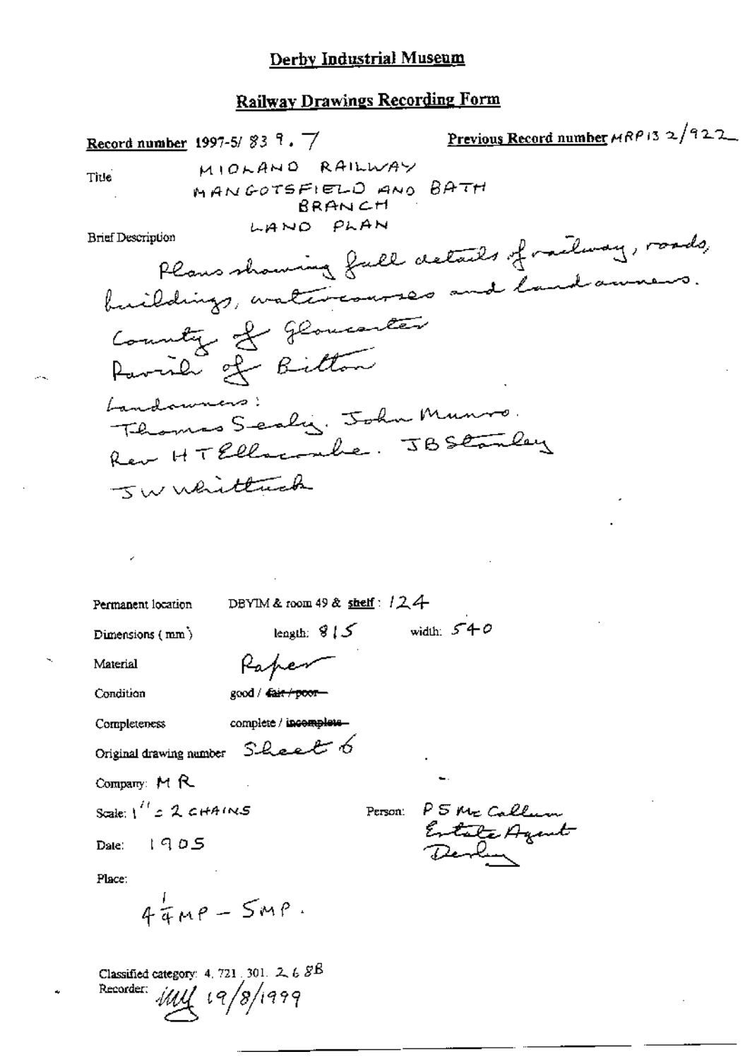# Derby Industrial Museum

## Railway Drawings Recording Form

**Record number** 1997-5/ 839. 7

**Previous Record number** MRP13 2/922

Title

MIDLAND RAILWAY
MANGOTSFIELD AND BATH
BRANCH
LAND PLAN

Brief Description

Plans showing full details of railway, roads, buildings, watercourses and land owners.
County of Gloucester
Parish of Bitton
Landowners:
Thomas Sealy. John Munro.
Rev H T Ellacombe. J B Stanley
J W Whittuck

Permanent location: DBYIM & room 49 & shelf: 124

Dimensions (mm): length: 815 width: 540

Material: Paper

Condition: good / ~~fair / poor~~

Completeness: complete / ~~incomplete~~

Original drawing number: Sheet 6

Company: M R

Scale: 1" = 2 CHAINS

Person: P S Mc Callum
Estate Agent
Derby

Date: 1905

Place:

$4\frac{1}{4}$ MP – 5 MP.

Classified category: 4. 721. 301. 2.6 8B

Recorder: MM 19/8/1999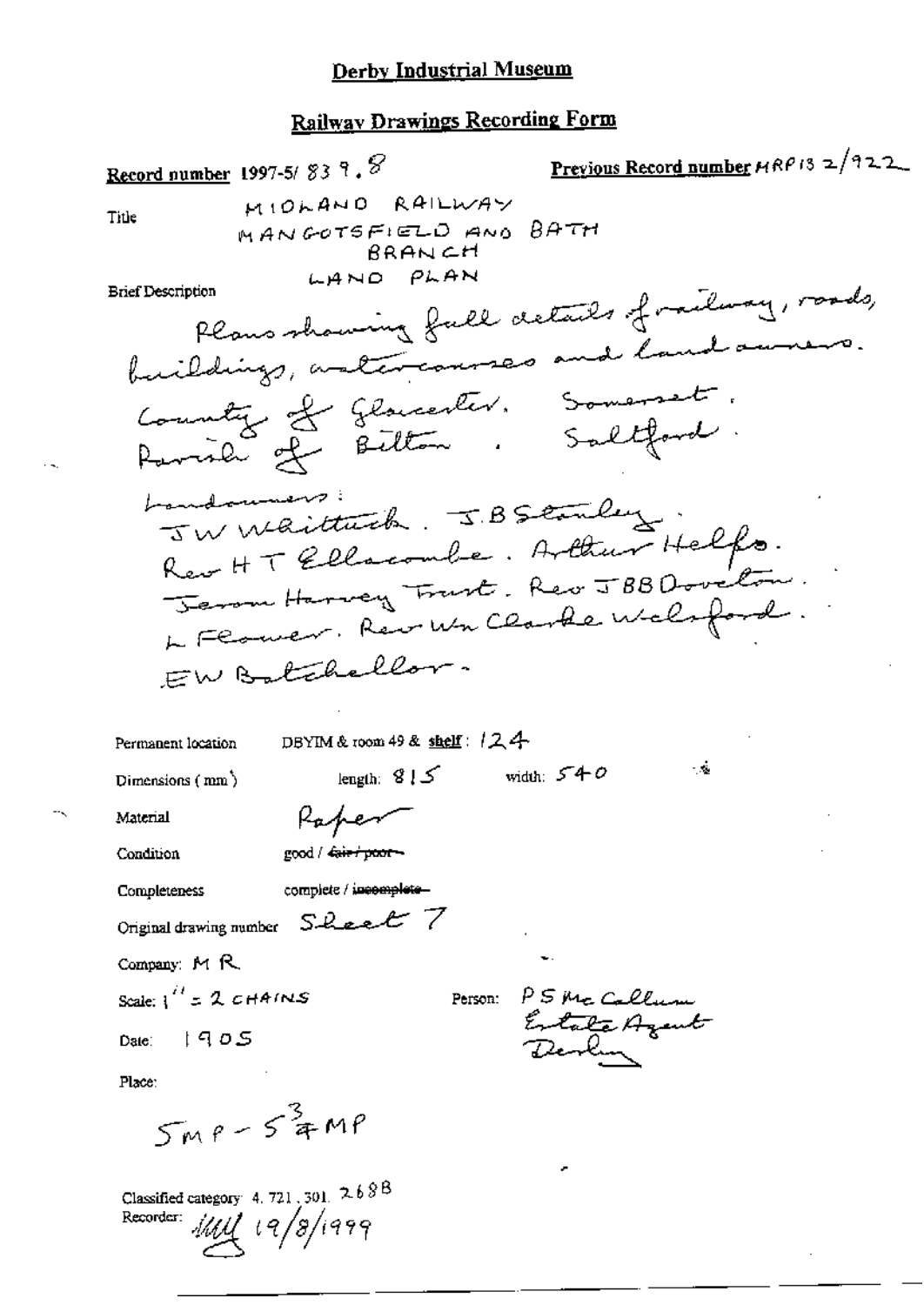# Derby Industrial Museum

## Railway Drawings Recording Form

**Record number** 1997-5/ 839.8

**Previous Record number** MRP132/922

Title

MIDLAND RAILWAY
MANGOTSFIELD AND BATH
BRANCH
LAND PLAN

Brief Description

Plans showing full details of railway, roads, buildings, watercourses and land owners.
County of Gloucester. Somerset.
Parish of Bitton. Saltford.

Landowners:
JW Whittuck. J.B Stanley.
Rev H T Ellacombe. Arthur Helps.
Jerom Harvey Trust. Rev J BB Dovelton.
L Flower. Rev Wm Clarke Welsford.
EW Batchellor.

Permanent location DBYIM & room 49 & **shelf**: 124

Dimensions (mm) length: 815 width: 540

Material Paper

Condition good / ~~fair / poor~~

Completeness complete / ~~incomplete~~

Original drawing number Sheet 7

Company: M R

Scale: 1" = 2 CHAINS

Person: P S Mc Callum
Estate Agent
Derby

Date: 1905

Place:

5 MP - 5¾ MP

Classified category: 4.721.301. 2688

Recorder: [signature] 19/8/1999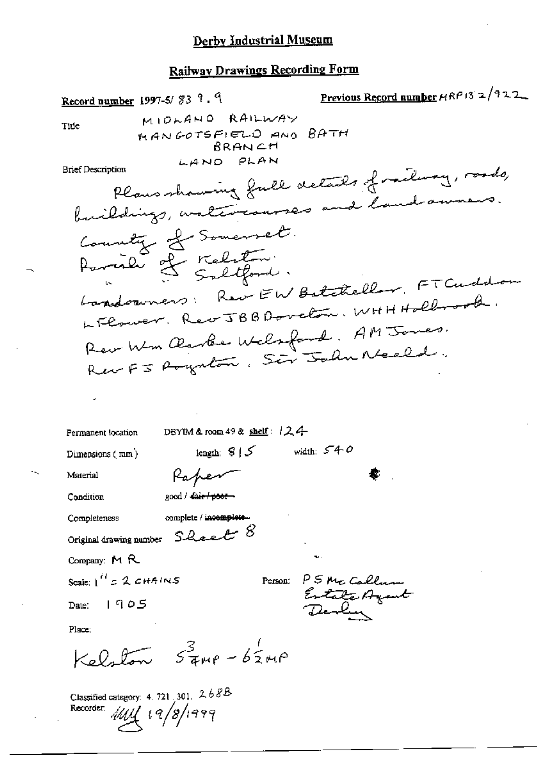## Derby Industrial Museum

### Railway Drawings Recording Form

**Record number** 1997-5/ 839.9

**Previous Record number** MRP132/922

**Title**
MIDLAND RAILWAY
MANGOTSFIELD AND BATH BRANCH
LAND PLAN

**Brief Description**
Plans showing full details of railway, roads, buildings, watercourses and landowners.
County of Somerset.
Parish of Kelston.
" " Saltford.
Landowners: Rev E W Batchellor. F T Cuddon. L Flower. Rev J B B Doveton. W H H Holbrook. Rev Wm Clarke Welsford. A M Jones. Rev F S Poynton. Sir John Neeld.

**Permanent location** DBYIM & room 49 & **shelf**: 124

**Dimensions (mm)** length: 815 width: 540

**Material** Paper

**Condition** good / ~~fair / poor~~

**Completeness** complete / ~~incomplete~~

**Original drawing number** Sheet 8

**Company:** MR

**Scale:** 1" = 2 CHAINS

**Person:** P S McCallum Estate Agent Derby

**Date:** 1905

**Place:**
Kelston $5\frac{3}{4}$MP – $6\frac{1}{2}$MP

**Classified category:** 4. 721. 301. 2688

**Recorder:** 19/8/1999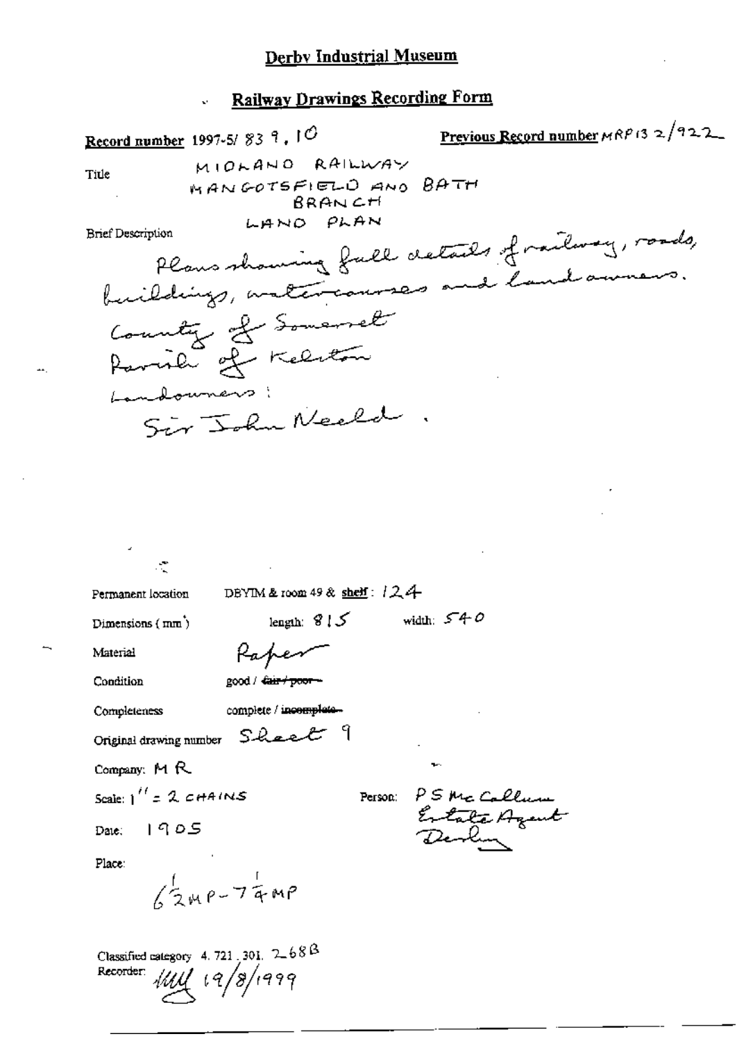# Derby Industrial Museum

## Railway Drawings Recording Form

**Record number** 1997-5/ 839.10

**Previous Record number** MRP132/922

Title: MIDLAND RAILWAY MANGOTSFIELD AND BATH BRANCH LAND PLAN

Brief Description:
Plans showing full details of railway, roads, buildings, watercourses and land owners.
County of Somerset
Parish of Kelston
Landowners:
Sir John Neeld.

Permanent location: DBYIM & room 49 & shelf: 124

Dimensions (mm): length: 815 width: 540

Material: Paper

Condition: good / ~~fair / poor~~

Completeness: complete / ~~incomplete~~

Original drawing number: Sheet 9

Company: MR

Scale: 1" = 2 CHAINS

Person: P S McCallum Estate Agent Derby

Date: 1905

Place: $6\frac{1}{2}$MP - $7\frac{1}{4}$MP

Classified category: 4. 721. 301. 2-68B

Recorder: MM 19/8/1999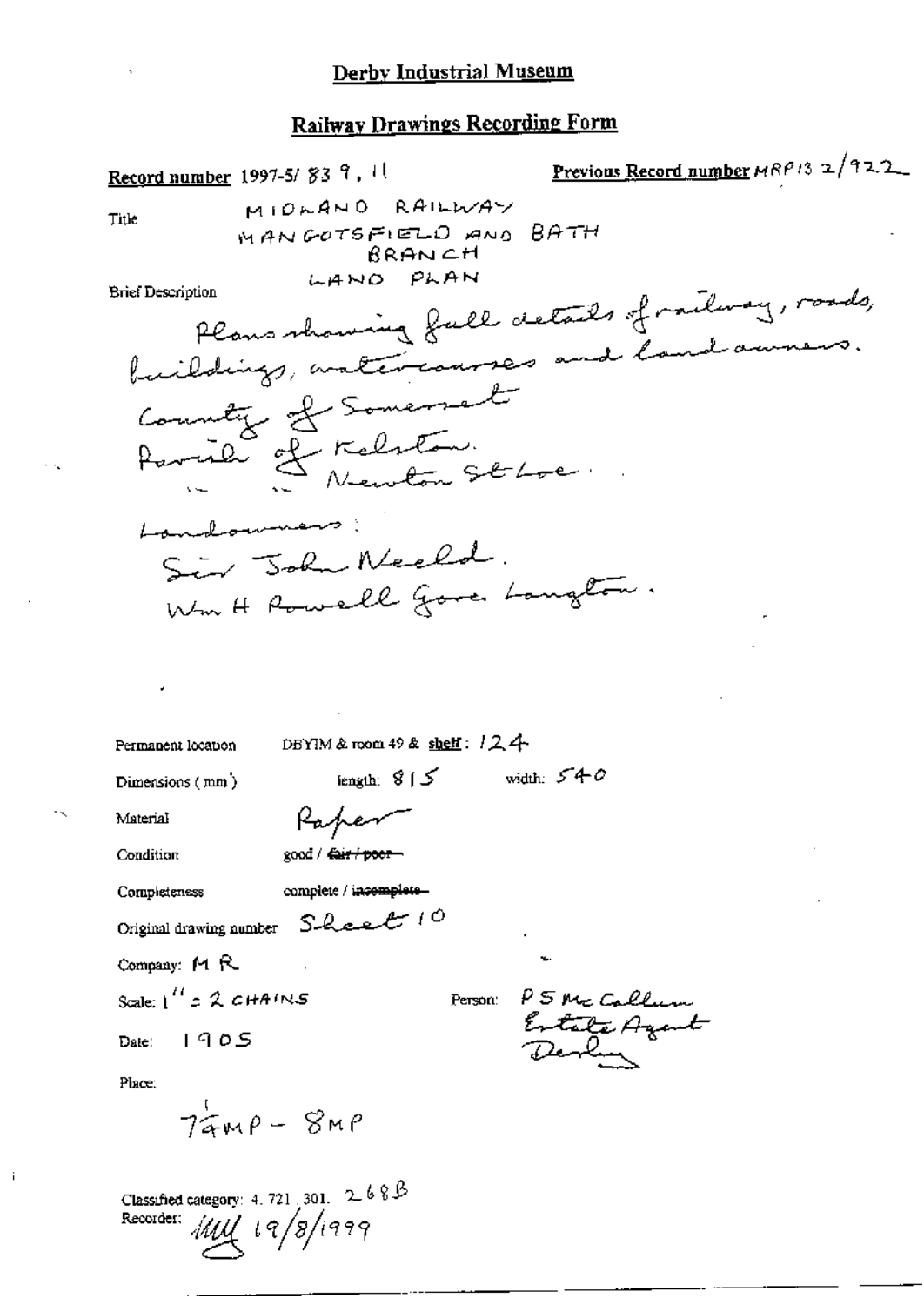## Derby Industrial Museum

## Railway Drawings Recording Form

**Record number** 1997-5/ 839.11

**Previous Record number** MRP132/922

Title

MIDLAND RAILWAY
MANGOTSFIELD AND BATH
BRANCH
LAND PLAN

Brief Description

Plans showing full details of railway, roads, buildings, watercourses and land owners.
County of Somerset
Parish of Kelston.
" " Newton St Loe.

Landowners:
Sir John Neeld.
Wm H Powell Gore Langton.

Permanent location: DBYIM & room 49 & **shelf**: 124

Dimensions (mm): length: 815 width: 540

Material: Paper

Condition: good / ~~fair / poor~~

Completeness: complete / ~~incomplete~~

Original drawing number: Sheet 10

Company: MR

Scale: 1" = 2 CHAINS

Person: PS McCallum Estate Agent Derby

Date: 1905

Place:

7¼MP - 8MP

Classified category: 4.721.301. 268B

Recorder: [initials] 19/8/1999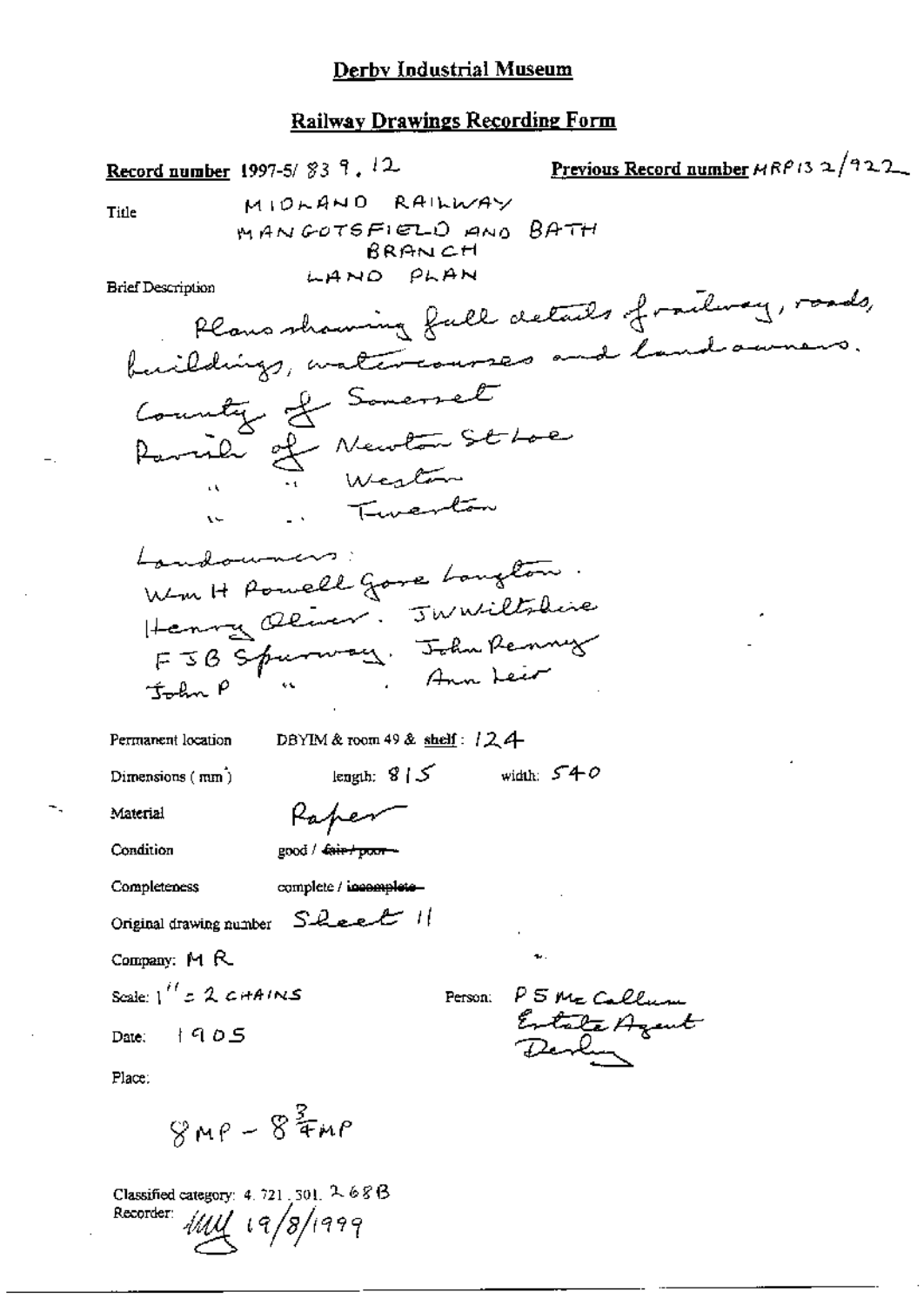# Derby Industrial Museum

## Railway Drawings Recording Form

**Record number** 1997-5/ 839.12 **Previous Record number** MRP132/922

Title: MIDLAND RAILWAY
MANGOTSFIELD AND BATH BRANCH
LAND PLAN

Brief Description:
Plans showing full details of railway, roads, buildings, watercourses and landowners.
County of Somerset
Parish of Newton St Loe
" " Weston
" " Twerton

Landowners:
Wm H Powell Gore Langton.
Henry Oliver. J W Wiltshire
F J B Spurway. John Penny
John P " . Ann Leir

Permanent location: DBYIM & room 49 & shelf: 124

Dimensions (mm): length: 815 width: 540

Material: Paper

Condition: good / ~~fair / poor~~

Completeness: complete / ~~incomplete~~

Original drawing number: Sheet 11

Company: MR

Scale: 1" = 2 CHAINS

Person: P S McCallum
Estate Agent
Derby

Date: 1905

Place:

8 MP - 8¾ MP

Classified category: 4. 721. 301. 268B
Recorder: [signature] 19/8/1999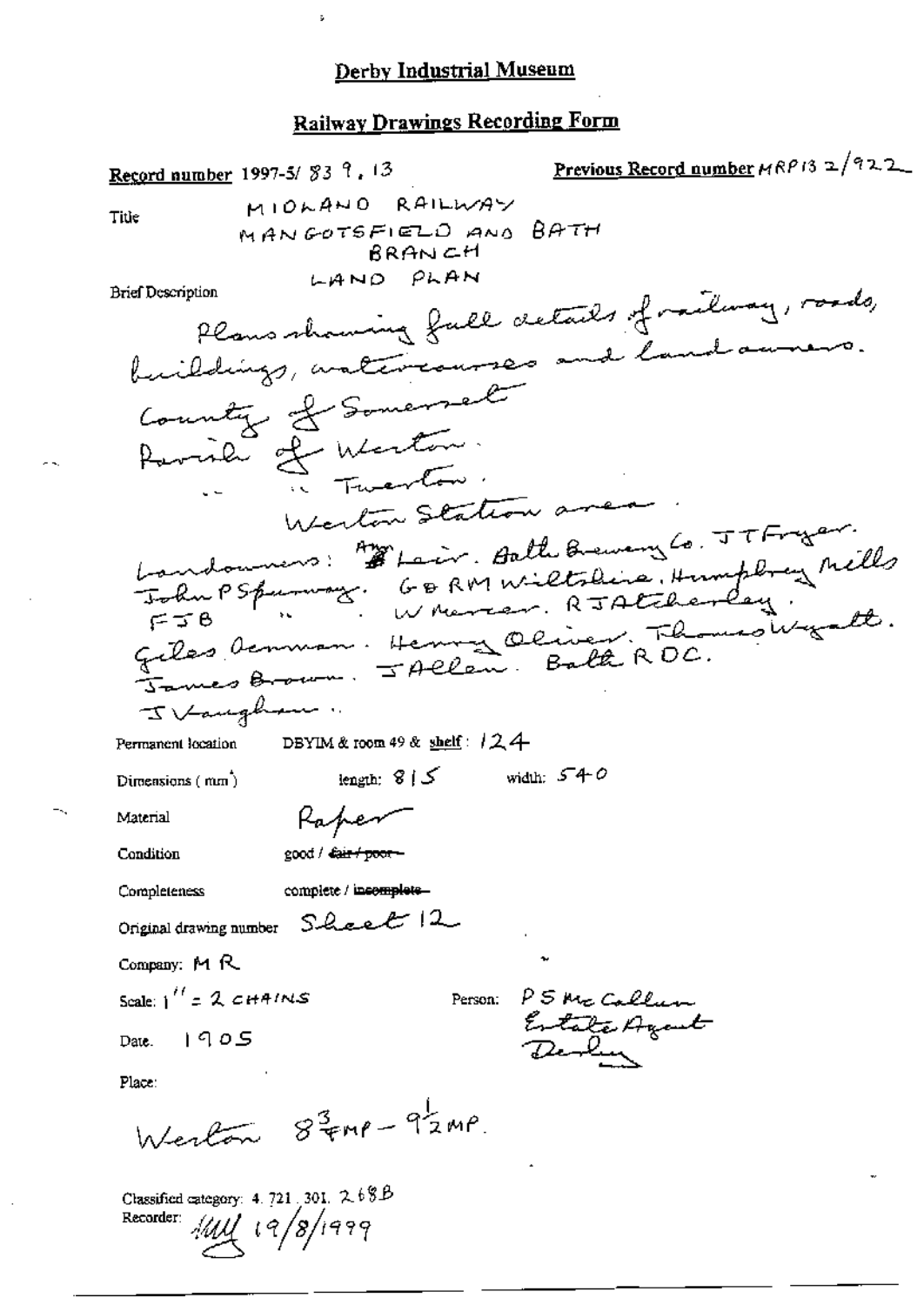# Derby Industrial Museum

## Railway Drawings Recording Form

**Record number** 1997-5/ 839.13

**Previous Record number** MRP132/922

**Title** MIDLAND RAILWAY
MANGOTSFIELD AND BATH
BRANCH
LAND PLAN

**Brief Description**

Plans showing full details of railway, roads, buildings, watercourses and land owners.
County of Somerset
Parish of Weston.
" " Twerton.
Weston Station area.
Landowners: Amy Lear. Bath Brewery Co. J T Fryer. John P Spurway. G & R M Wiltshire. Humphrey Mills
F J B " . W Mercer. R J Atcherley.
Giles Denman. Henry Oliver. Thomas Wyatt.
James Brown. J Allen. Bath RDC.
J Vaughan.

**Permanent location** DBYIM & room 49 & shelf: 124

**Dimensions (mm)** length: 815 width: 540

**Material** Paper

**Condition** good / ~~fair / poor~~

**Completeness** complete / ~~incomplete~~

**Original drawing number** Sheet 12

**Company:** M R

**Scale:** 1" = 2 CHAINS

**Person:** P S McCallum
Estate Agent
Derby

**Date.** 1905

**Place:**

Weston $8\frac{3}{4}$MP – $9\frac{1}{2}$MP.

Classified category: 4. 721. 301. 268B
Recorder: [initials] 19/8/1999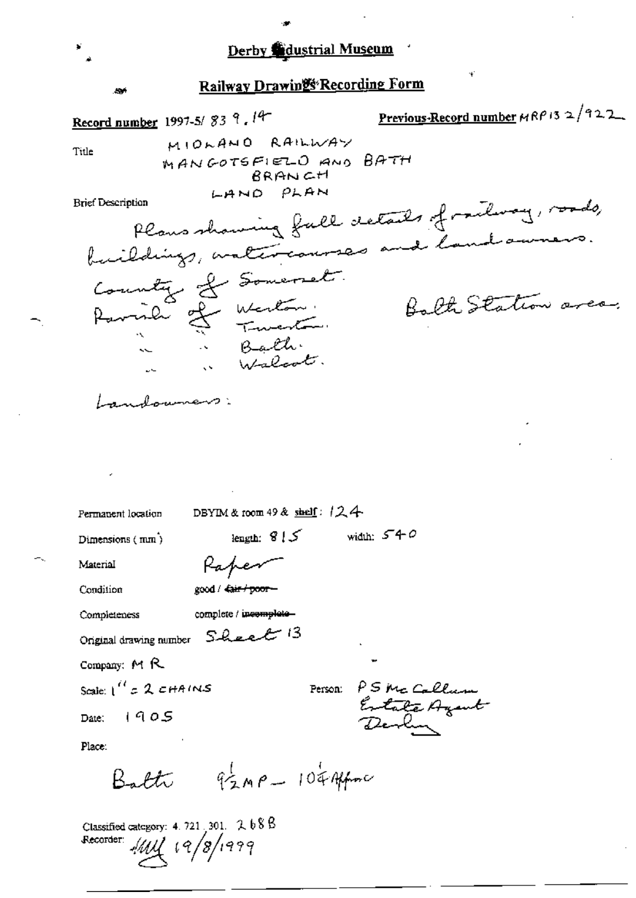# Derby Industrial Museum

## Railway Drawings Recording Form

**Record number** 1997-5/ 839.14 **Previous Record number** MRP132/922

Title MIDLAND RAILWAY
MANGOTSFIELD AND BATH
BRANCH
LAND PLAN

Brief Description

Plans showing full details of railway, roads, buildings, watercourses and landowners.

County of Somerset.
Parish of Weston. Bath Station area.
" " Twerton.
" " Bath.
" " Walcot.

Landowners:

Permanent location DBYIM & room 49 & shelf: 124

Dimensions (mm) length: 815 width: 540

Material Paper

Condition good / ~~fair / poor~~

Completeness complete / ~~incomplete~~

Original drawing number Sheet 13

Company: MR

Scale: 1" = 2 CHAINS

Person: PS McCallum Estate Agent Derby

Date: 1905

Place:

Bath 9½MP – 10¼ Approx

Classified category: 4. 721. 301. 268B
Recorder: 19/8/1999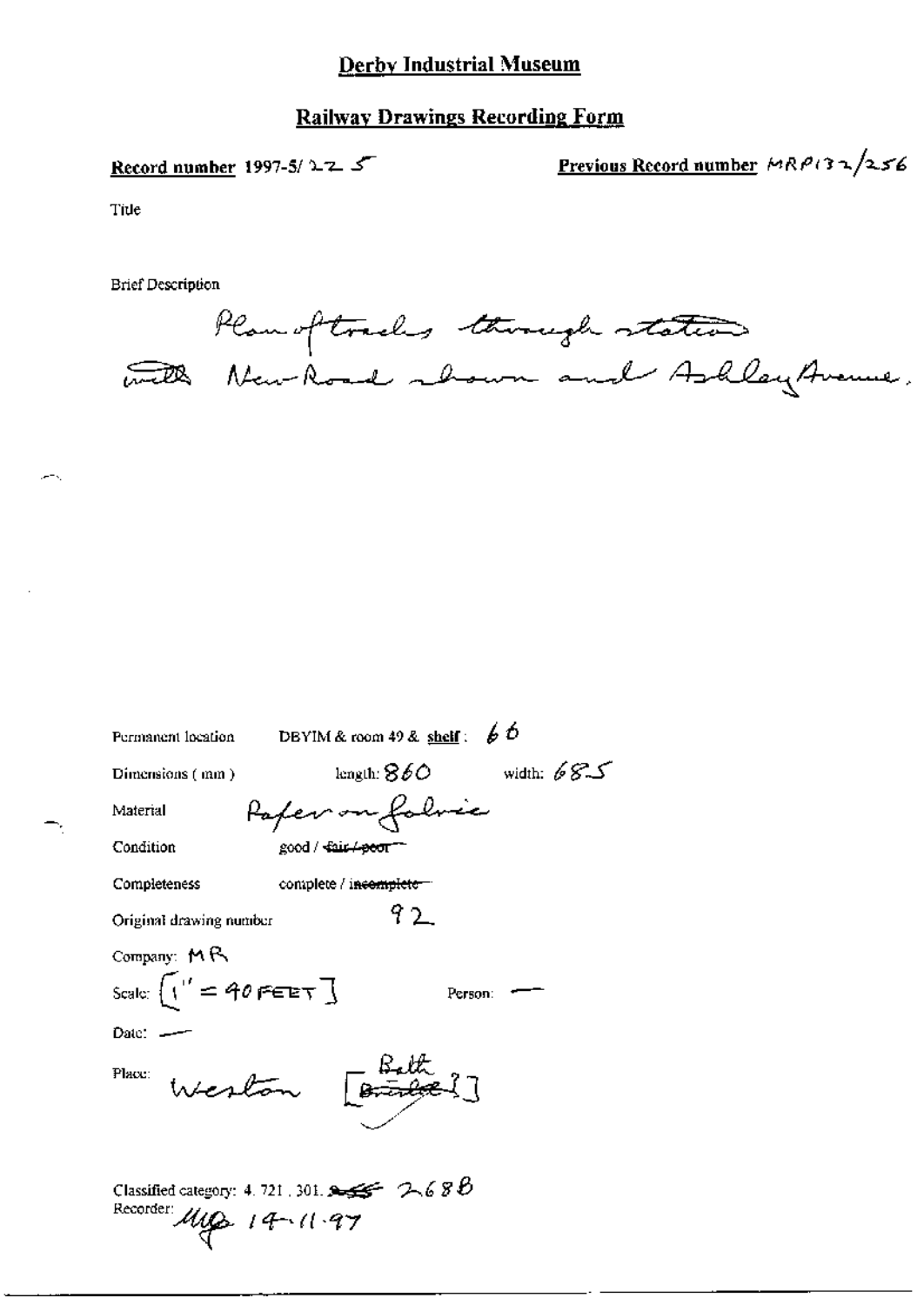# Derby Industrial Museum

## Railway Drawings Recording Form

**Record number** 1997-5/225

**Previous Record number** MRP132/256

Title

Brief Description

Plan of tracks through station with New Road shown and Ashley Avenue.

Permanent location DBYIM & room 49 & **shelf**: 66

Dimensions (mm) length: 860 width: 685

Material Paper on fabric

Condition good / ~~fair / poor~~

Completeness complete / ~~incomplete~~

Original drawing number 92

Company: MR

Scale: [1" = 40 FEET]

Person: —

Date: —

Place: Weston [Bath ~~Bristol~~?]

Classified category: 4. 721. 301. ~~255~~ 268B

Recorder: MJB 14-11-97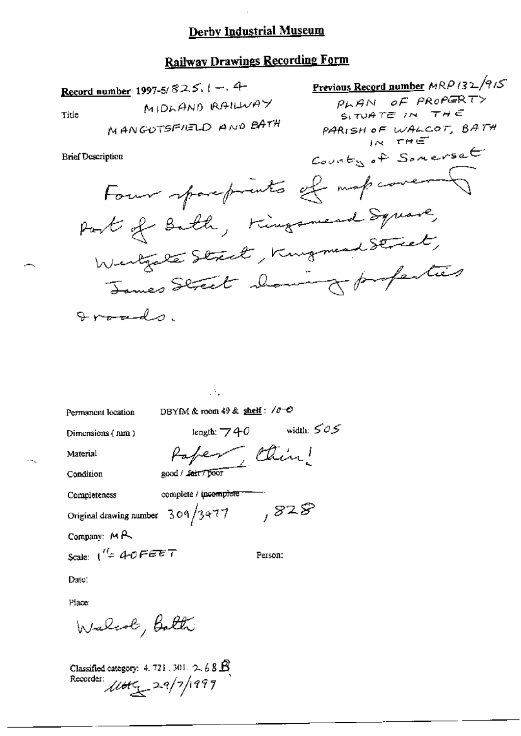## Derby Industrial Museum

## Railway Drawings Recording Form

**Record number** 1997-5/825.1 — .4

**Previous Record number** MRP132/915

**Title** MIDLAND RAILWAY
MANGOTSFIELD AND BATH

PLAN OF PROPERTY SITUATE IN THE PARISH OF WALCOT, BATH IN THE County of Somerset

**Brief Description**

Four spare prints of map covering part of Bath, Kingsmead Square, Westgate Street, Kingsmead Street, James Street showing properties & roads.

Permanent location DBYIM & room 49 & shelf: 10-0

Dimensions (mm) length: 740 width: 505

Material Paper, thin!

Condition good / ~~fair / poor~~

Completeness complete / ~~incomplete~~

Original drawing number 309/3477, 828

Company: MR

Scale: 1" = 40 FEET

Person:

Date:

Place:

Walcot, Bath

Classified category: 4. 721. 301. 2.68B

Recorder: [signature] 29/7/1997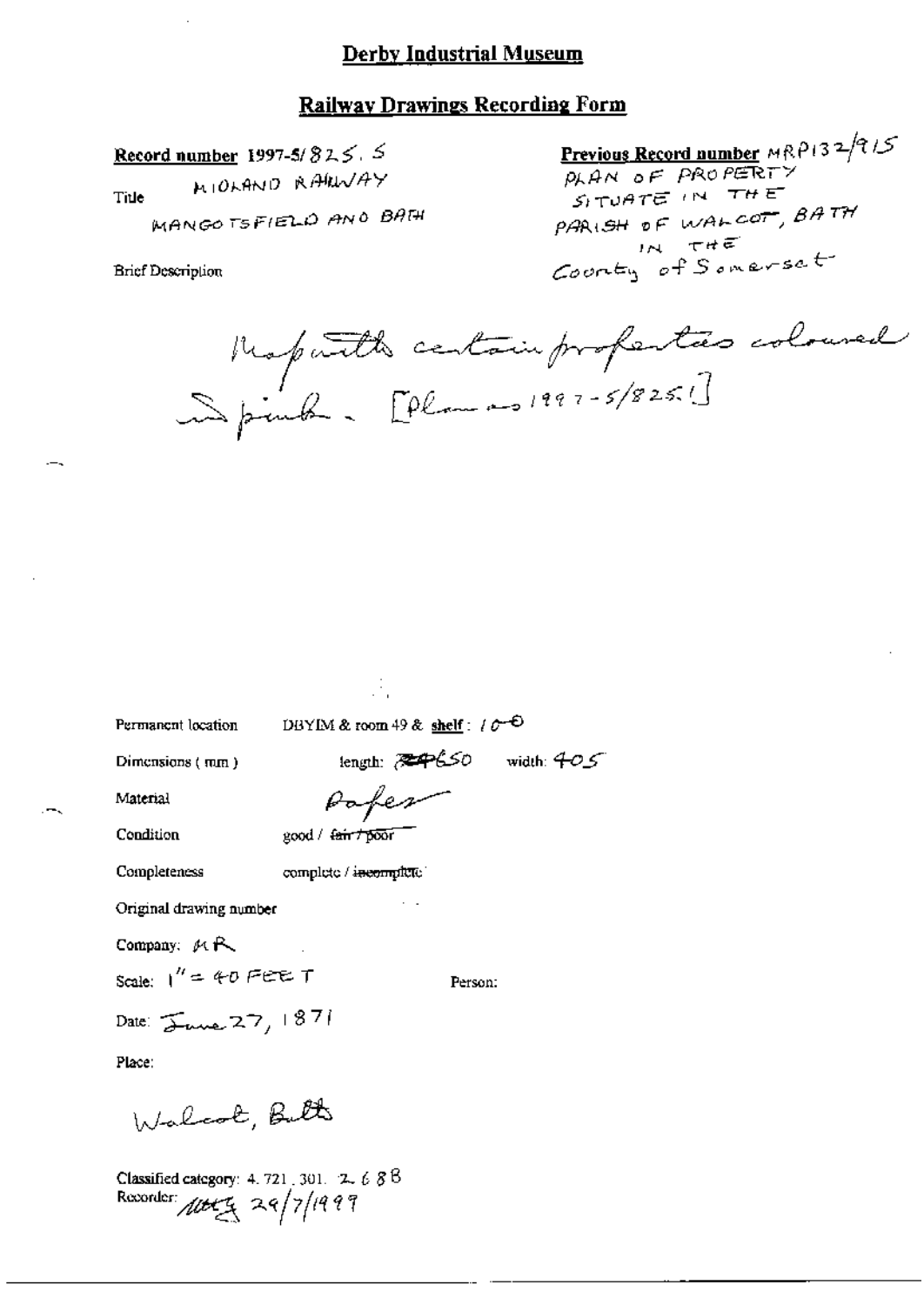## Derby Industrial Museum

## Railway Drawings Recording Form

**Record number** 1997-5/825.5

Title MIDLAND RAILWAY

MANGOTSFIELD AND BATH

**Previous Record number** MRP132/915

PLAN OF PROPERTY SITUATE IN THE PARISH OF WALCOT, BATH IN THE County of Somerset

Brief Description

Map with certain properties coloured in pink. [Plan as 1997-5/825.1]

Permanent location DBYIM & room 49 & **shelf**: 10-O

Dimensions (mm) length: 650 width: 405

Material Paper

Condition good / ~~fair / poor~~

Completeness complete / ~~incomplete~~

Original drawing number

Company: MR

Scale: 1" = 40 FEET

Person:

Date: June 27, 1871

Place:

Walcot, Bath

Classified category: 4.721.301. 2.688

Recorder: [initials] 29/7/1999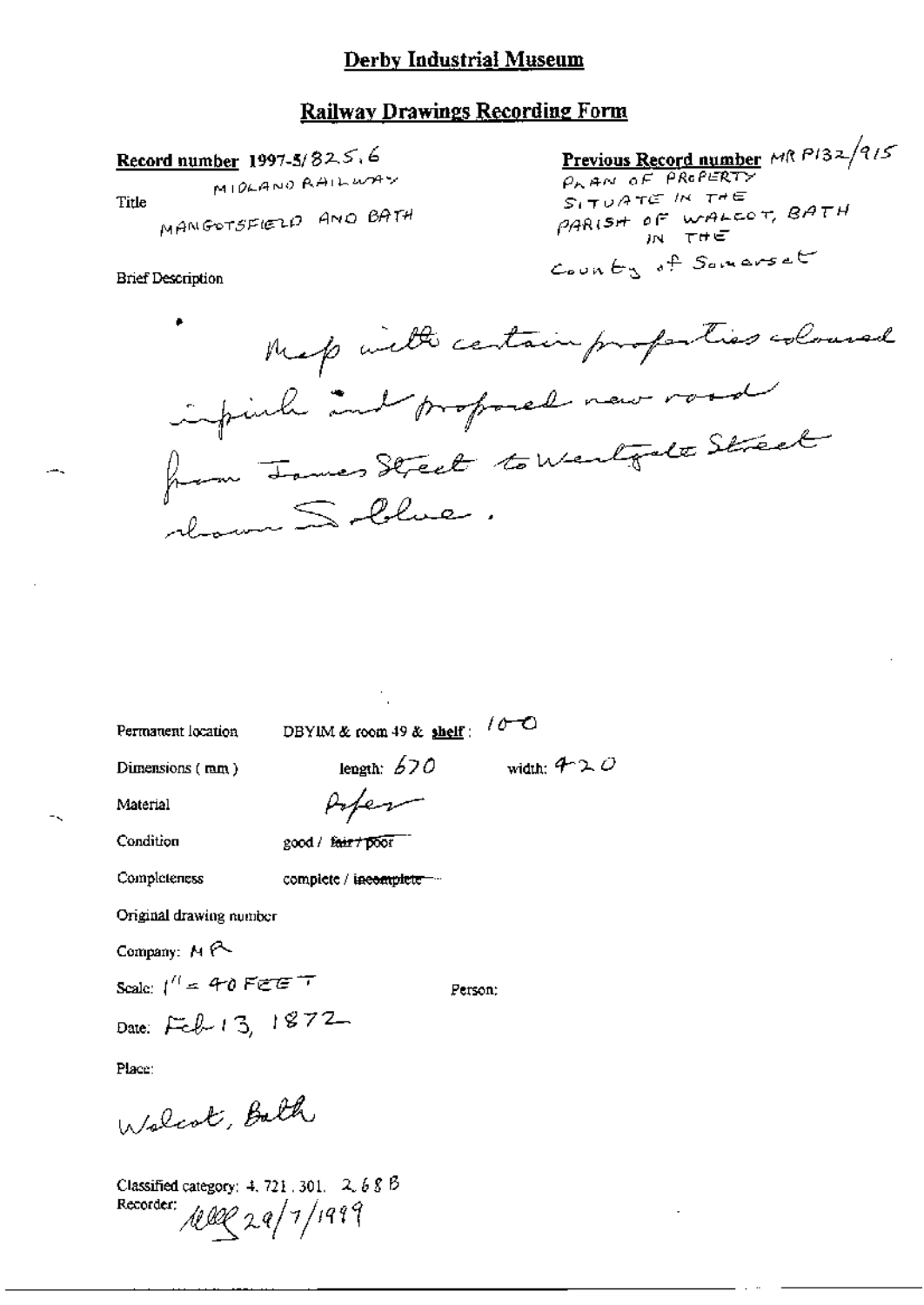# Derby Industrial Museum

## Railway Drawings Recording Form

**Record number** 1997-5/825.6

Title

MIDLAND RAILWAY

MANGOTSFIELD AND BATH

**Previous Record number** MR P132/915

PLAN OF PROPERTY SITUATE IN THE PARISH OF WALCOT, BATH IN THE County of Somerset

Brief Description

Map with certain properties coloured in pink and proposed new road from James Street to Westgate Street shown in blue.

Permanent location DBYIM & room 49 & **shelf**: 100

Dimensions (mm) length: 670 width: 420

Material Paper

Condition good / ~~fair / poor~~

Completeness complete / ~~incomplete~~

Original drawing number

Company: MR

Scale: 1" = 40 FEET

Person:

Date: Feb 13, 1872

Place:

Walcot, Bath

Classified category: 4. 721. 301. 2,68 B

Recorder: [initials] 29/7/1999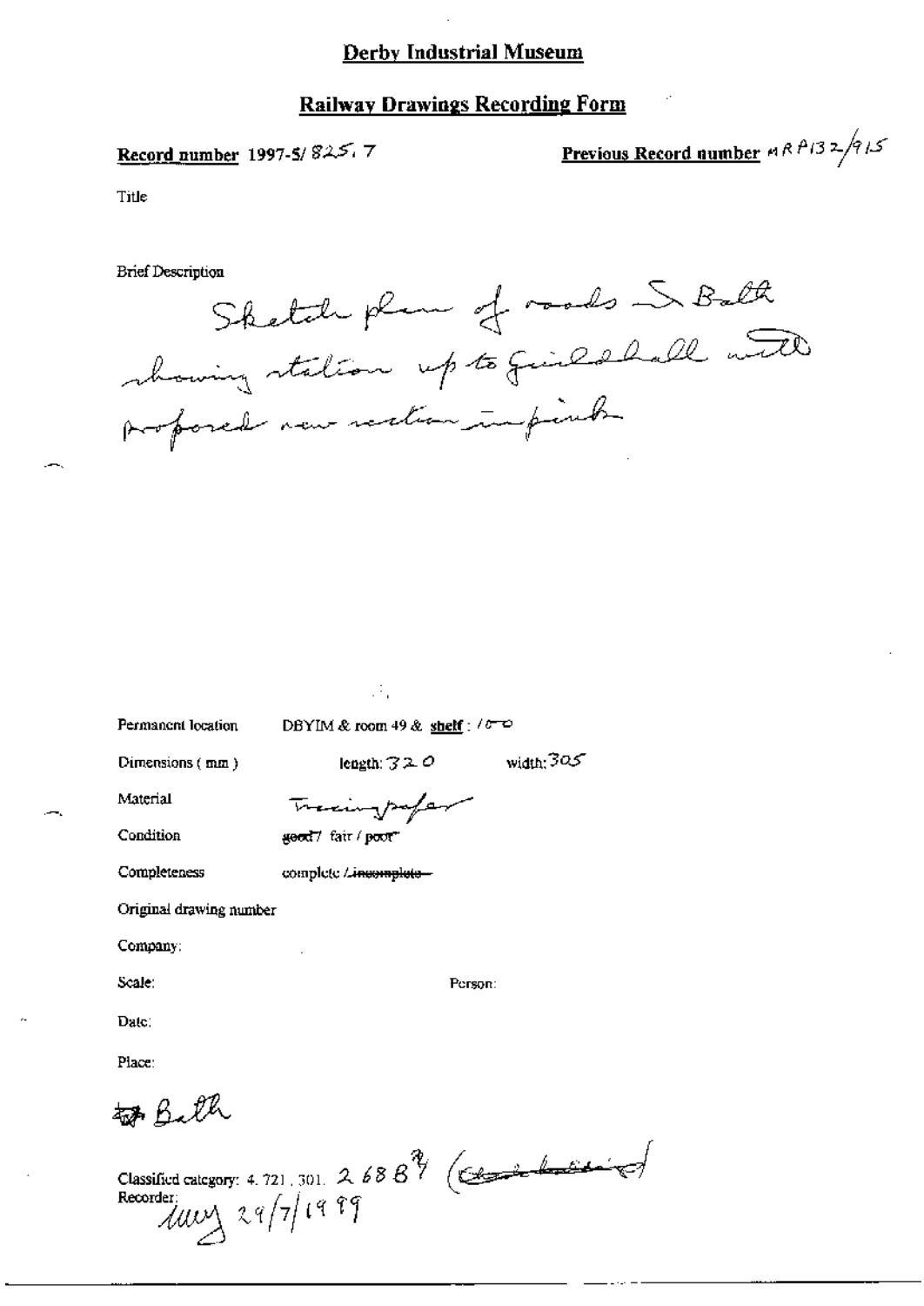# Derby Industrial Museum

## Railway Drawings Recording Form

**Record number** 1997-5/ 825. 7

**Previous Record number** MRP132/915

Title

Brief Description

Sketch plan of roads S Bath showing station up to Guildhall with proposed new section in pink

Permanent location DBYIM & room 49 & **shelf** : 100

Dimensions ( mm ) length: 320 width: 305

Material Tracing paper

Condition ~~good~~ / fair / ~~poor~~

Completeness complete / ~~incomplete~~

Original drawing number

Company:

Scale: Person:

Date:

Place:

Bath

Classified category: 4. 721 . 301. 268B7 (classified)

Recorder: ewy 29/7/1999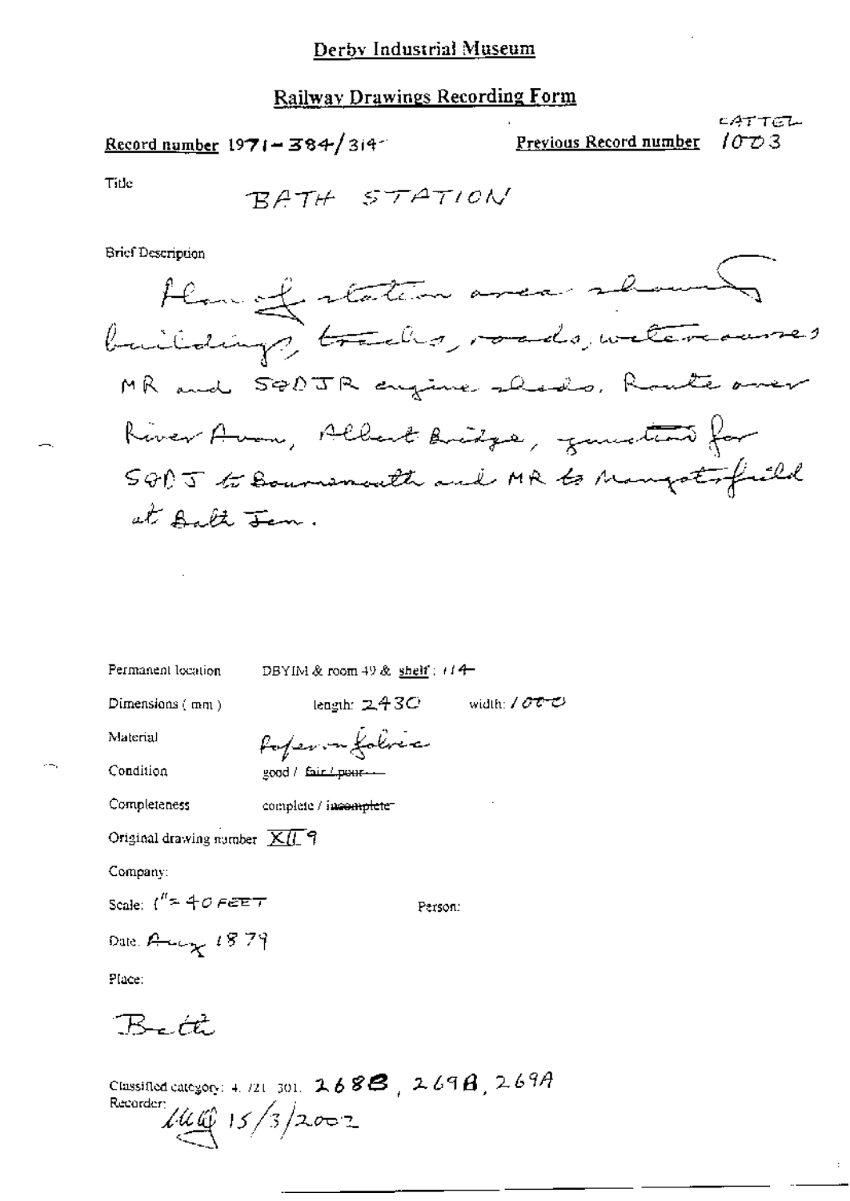Derby Industrial Museum

## Railway Drawings Recording Form

Record number 1971-384/314

CATTEL
Previous Record number 1003

Title

BATH STATION

Brief Description

Plan of station area showing buildings, tracks, roads, watercourses MR and S&DJR engine sheds, Route over River Avon, Albert Bridge, junction for S&DJ to Bournemouth and MR to Mangotsfield at Bath Jcn.

Permanent location DBYIM & room 49 & shelf: 114

Dimensions (mm) length: 2430 width: 1000

Material Paper on fabric

Condition good / ~~fair / poor~~

Completeness complete / ~~incomplete~~

Original drawing number XII 9

Company:

Scale: 1" = 40 FEET

Person:

Date: Aug 1879

Place:

Bath

Classified category: 4. 721. 301. 268B, 269B, 269A

Recorder: [initials] 15/3/2002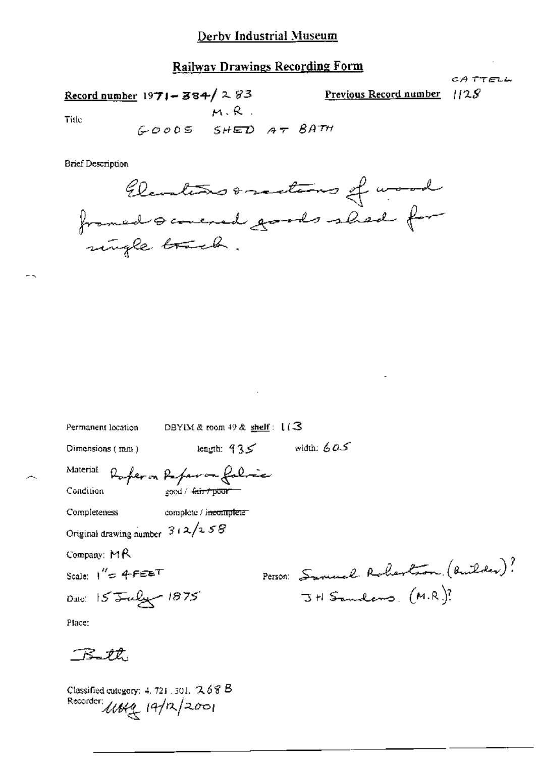# Derby Industrial Museum

## Railway Drawings Recording Form

CATTELL

**Record number** 1971-384/283 **Previous Record number** 1128

Title

M.R.
GOODS SHED AT BATH

Brief Description

Elevations & sections of wood framed & covered goods shed for single track.

Permanent location DBYIM & room 49 & shelf: 113

Dimensions (mm) length: 935 width: 605

Material Paper on Paper on fabric

Condition good / ~~fair / poor~~

Completeness complete / ~~incomplete~~

Original drawing number 312/258

Company: MR

Scale: 1" = 4 FEET

Date: 15 July 1875

Person: Samuel Robertson (builder)?
JH Sanders (M.R.)?

Place:

Bath

Classified category: 4.721.301. 268 B
Recorder: MMG 19/12/2001